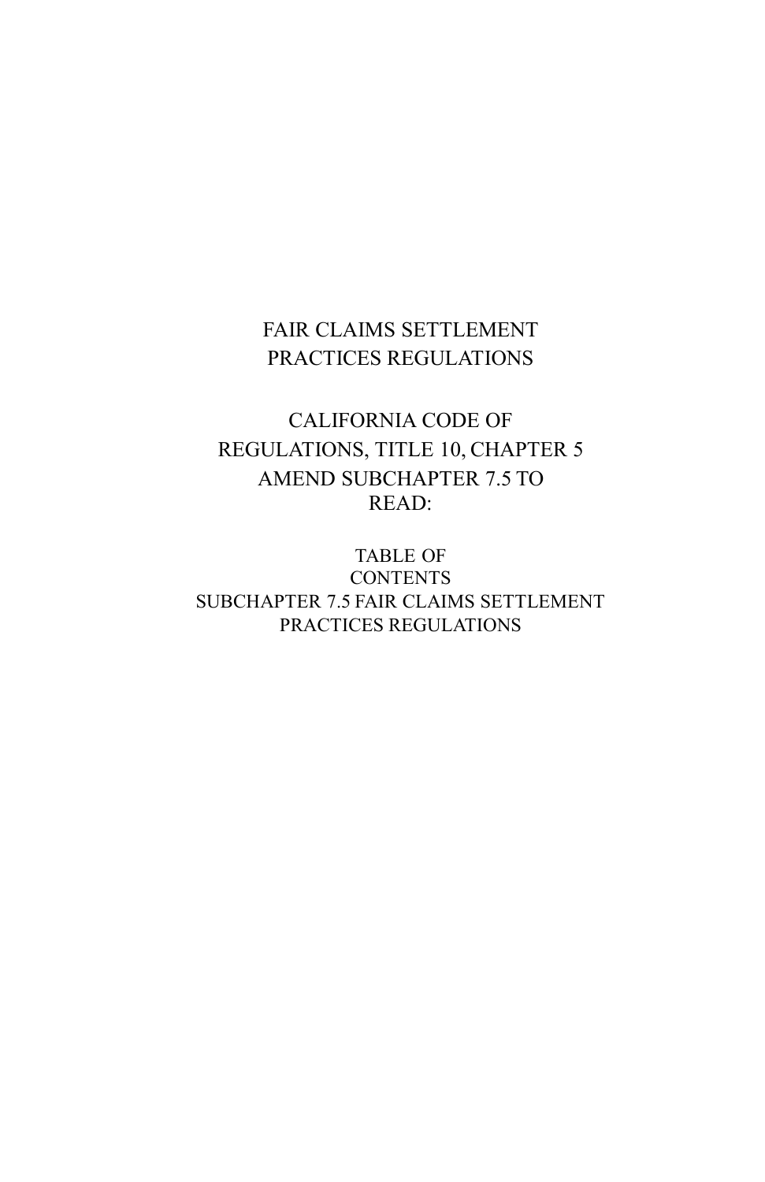# FAIR CLAIMS SETTLEMENT PRACTICES REGULATIONS

## CALIFORNIA CODE OF REGULATIONS, TITLE 10, CHAPTER 5 AMEND SUBCHAPTER 7.5 TO READ:

### TABLE OF CONTENTS
### SUBCHAPTER 7.5 FAIR CLAIMS SETTLEMENT PRACTICES REGULATIONS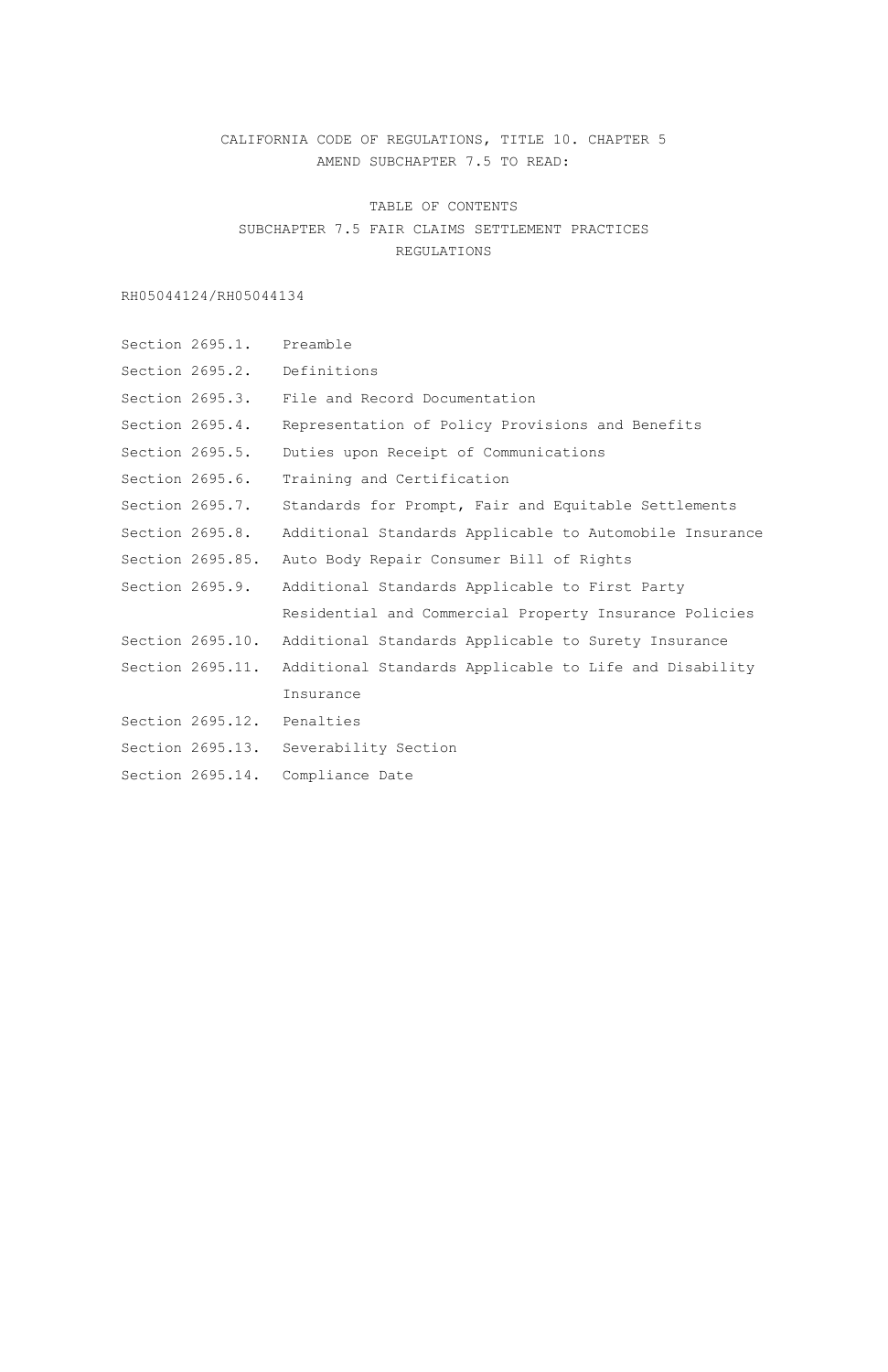CALIFORNIA CODE OF REGULATIONS, TITLE 10. CHAPTER 5
AMEND SUBCHAPTER 7.5 TO READ:

TABLE OF CONTENTS
SUBCHAPTER 7.5 FAIR CLAIMS SETTLEMENT PRACTICES
REGULATIONS

RH05044124/RH05044134

| | |
|---|---|
| Section 2695.1. | Preamble |
| Section 2695.2. | Definitions |
| Section 2695.3. | File and Record Documentation |
| Section 2695.4. | Representation of Policy Provisions and Benefits |
| Section 2695.5. | Duties upon Receipt of Communications |
| Section 2695.6. | Training and Certification |
| Section 2695.7. | Standards for Prompt, Fair and Equitable Settlements |
| Section 2695.8. | Additional Standards Applicable to Automobile Insurance |
| Section 2695.85. | Auto Body Repair Consumer Bill of Rights |
| Section 2695.9. | Additional Standards Applicable to First Party Residential and Commercial Property Insurance Policies |
| Section 2695.10. | Additional Standards Applicable to Surety Insurance |
| Section 2695.11. | Additional Standards Applicable to Life and Disability Insurance |
| Section 2695.12. | Penalties |
| Section 2695.13. | Severability Section |
| Section 2695.14. | Compliance Date |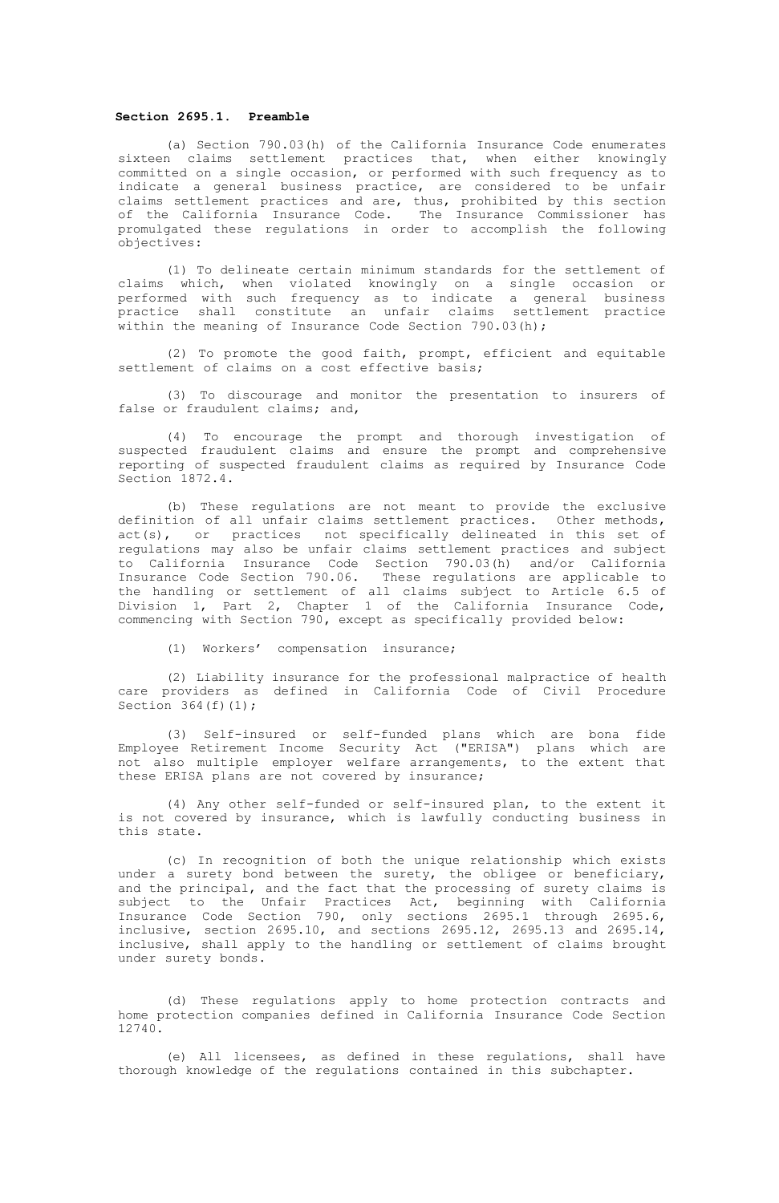**Section 2695.1. Preamble**

(a) Section 790.03(h) of the California Insurance Code enumerates sixteen claims settlement practices that, when either knowingly committed on a single occasion, or performed with such frequency as to indicate a general business practice, are considered to be unfair claims settlement practices and are, thus, prohibited by this section of the California Insurance Code. The Insurance Commissioner has promulgated these regulations in order to accomplish the following objectives:

(1) To delineate certain minimum standards for the settlement of claims which, when violated knowingly on a single occasion or performed with such frequency as to indicate a general business practice shall constitute an unfair claims settlement practice within the meaning of Insurance Code Section 790.03(h);

(2) To promote the good faith, prompt, efficient and equitable settlement of claims on a cost effective basis;

(3) To discourage and monitor the presentation to insurers of false or fraudulent claims; and,

(4) To encourage the prompt and thorough investigation of suspected fraudulent claims and ensure the prompt and comprehensive reporting of suspected fraudulent claims as required by Insurance Code Section 1872.4.

(b) These regulations are not meant to provide the exclusive definition of all unfair claims settlement practices. Other methods, act(s), or practices not specifically delineated in this set of regulations may also be unfair claims settlement practices and subject to California Insurance Code Section 790.03(h) and/or California Insurance Code Section 790.06. These regulations are applicable to the handling or settlement of all claims subject to Article 6.5 of Division 1, Part 2, Chapter 1 of the California Insurance Code, commencing with Section 790, except as specifically provided below:

(1) Workers' compensation insurance;

(2) Liability insurance for the professional malpractice of health care providers as defined in California Code of Civil Procedure Section 364(f)(1);

(3) Self-insured or self-funded plans which are bona fide Employee Retirement Income Security Act ("ERISA") plans which are not also multiple employer welfare arrangements, to the extent that these ERISA plans are not covered by insurance;

(4) Any other self-funded or self-insured plan, to the extent it is not covered by insurance, which is lawfully conducting business in this state.

(c) In recognition of both the unique relationship which exists under a surety bond between the surety, the obligee or beneficiary, and the principal, and the fact that the processing of surety claims is subject to the Unfair Practices Act, beginning with California Insurance Code Section 790, only sections 2695.1 through 2695.6, inclusive, section 2695.10, and sections 2695.12, 2695.13 and 2695.14, inclusive, shall apply to the handling or settlement of claims brought under surety bonds.

(d) These regulations apply to home protection contracts and home protection companies defined in California Insurance Code Section 12740.

(e) All licensees, as defined in these regulations, shall have thorough knowledge of the regulations contained in this subchapter.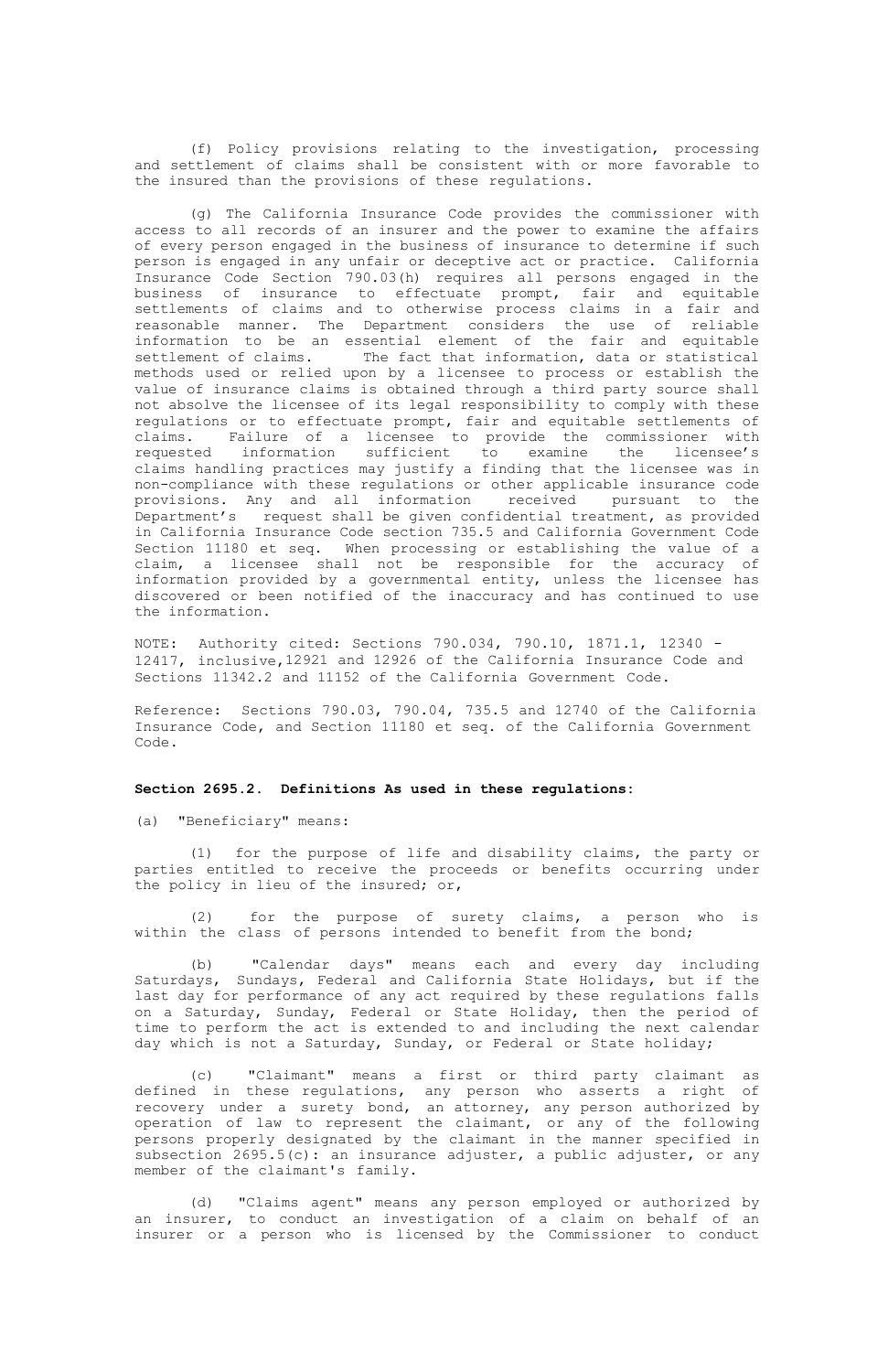(f) Policy provisions relating to the investigation, processing and settlement of claims shall be consistent with or more favorable to the insured than the provisions of these regulations.

(g) The California Insurance Code provides the commissioner with access to all records of an insurer and the power to examine the affairs of every person engaged in the business of insurance to determine if such person is engaged in any unfair or deceptive act or practice. California Insurance Code Section 790.03(h) requires all persons engaged in the business of insurance to effectuate prompt, fair and equitable settlements of claims and to otherwise process claims in a fair and reasonable manner. The Department considers the use of reliable information to be an essential element of the fair and equitable settlement of claims. The fact that information, data or statistical methods used or relied upon by a licensee to process or establish the value of insurance claims is obtained through a third party source shall not absolve the licensee of its legal responsibility to comply with these regulations or to effectuate prompt, fair and equitable settlements of claims. Failure of a licensee to provide the commissioner with requested information sufficient to examine the licensee's claims handling practices may justify a finding that the licensee was in non-compliance with these regulations or other applicable insurance code provisions. Any and all information received pursuant to the Department's request shall be given confidential treatment, as provided in California Insurance Code section 735.5 and California Government Code Section 11180 et seq. When processing or establishing the value of a claim, a licensee shall not be responsible for the accuracy of information provided by a governmental entity, unless the licensee has discovered or been notified of the inaccuracy and has continued to use the information.

NOTE: Authority cited: Sections 790.034, 790.10, 1871.1, 12340 - 12417, inclusive,12921 and 12926 of the California Insurance Code and Sections 11342.2 and 11152 of the California Government Code.

Reference: Sections 790.03, 790.04, 735.5 and 12740 of the California Insurance Code, and Section 11180 et seq. of the California Government Code.

**Section 2695.2. Definitions As used in these regulations:**

(a) "Beneficiary" means:

(1) for the purpose of life and disability claims, the party or parties entitled to receive the proceeds or benefits occurring under the policy in lieu of the insured; or,

(2) for the purpose of surety claims, a person who is within the class of persons intended to benefit from the bond;

(b) "Calendar days" means each and every day including Saturdays, Sundays, Federal and California State Holidays, but if the last day for performance of any act required by these regulations falls on a Saturday, Sunday, Federal or State Holiday, then the period of time to perform the act is extended to and including the next calendar day which is not a Saturday, Sunday, or Federal or State holiday;

(c) "Claimant" means a first or third party claimant as defined in these regulations, any person who asserts a right of recovery under a surety bond, an attorney, any person authorized by operation of law to represent the claimant, or any of the following persons properly designated by the claimant in the manner specified in subsection 2695.5(c): an insurance adjuster, a public adjuster, or any member of the claimant's family.

(d) "Claims agent" means any person employed or authorized by an insurer, to conduct an investigation of a claim on behalf of an insurer or a person who is licensed by the Commissioner to conduct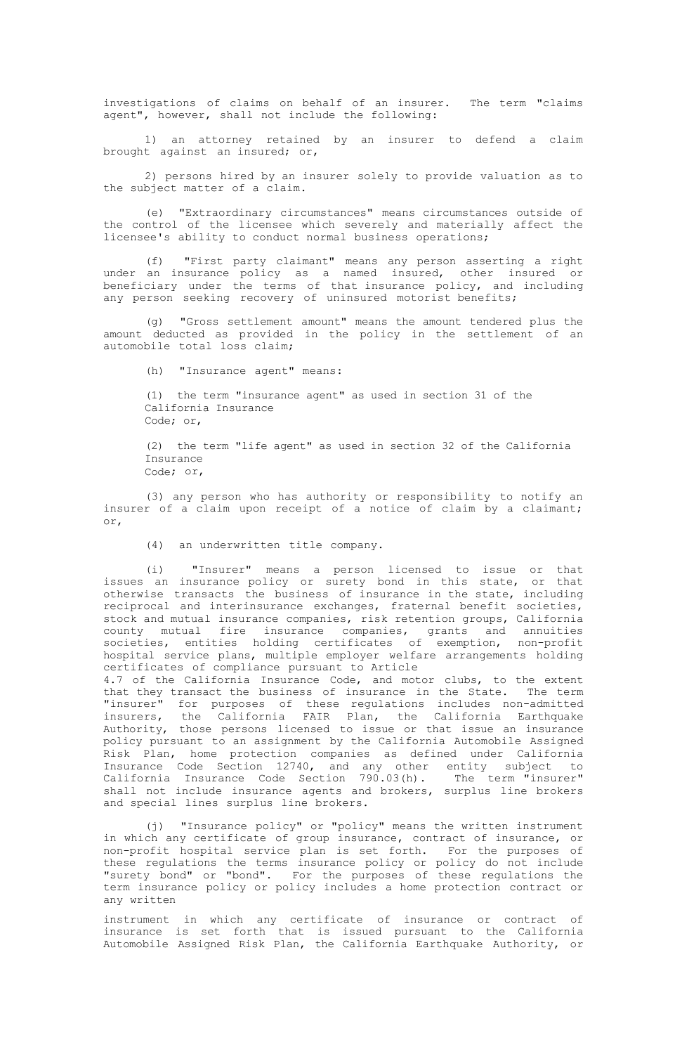investigations of claims on behalf of an insurer. The term "claims agent", however, shall not include the following:

1) an attorney retained by an insurer to defend a claim brought against an insured; or,

2) persons hired by an insurer solely to provide valuation as to the subject matter of a claim.

(e) "Extraordinary circumstances" means circumstances outside of the control of the licensee which severely and materially affect the licensee's ability to conduct normal business operations;

(f) "First party claimant" means any person asserting a right under an insurance policy as a named insured, other insured or beneficiary under the terms of that insurance policy, and including any person seeking recovery of uninsured motorist benefits;

(g) "Gross settlement amount" means the amount tendered plus the amount deducted as provided in the policy in the settlement of an automobile total loss claim;

(h) "Insurance agent" means:

(1) the term "insurance agent" as used in section 31 of the California Insurance Code; or,

(2) the term "life agent" as used in section 32 of the California Insurance Code; or,

(3) any person who has authority or responsibility to notify an insurer of a claim upon receipt of a notice of claim by a claimant; or,

(4) an underwritten title company.

(i) "Insurer" means a person licensed to issue or that issues an insurance policy or surety bond in this state, or that otherwise transacts the business of insurance in the state, including reciprocal and interinsurance exchanges, fraternal benefit societies, stock and mutual insurance companies, risk retention groups, California county mutual fire insurance companies, grants and annuities societies, entities holding certificates of exemption, non-profit hospital service plans, multiple employer welfare arrangements holding certificates of compliance pursuant to Article 4.7 of the California Insurance Code, and motor clubs, to the extent that they transact the business of insurance in the State. The term "insurer" for purposes of these regulations includes non-admitted insurers, the California FAIR Plan, the California Earthquake Authority, those persons licensed to issue or that issue an insurance policy pursuant to an assignment by the California Automobile Assigned Risk Plan, home protection companies as defined under California Insurance Code Section 12740, and any other entity subject to California Insurance Code Section 790.03(h). The term "insurer" shall not include insurance agents and brokers, surplus line brokers and special lines surplus line brokers.

(j) "Insurance policy" or "policy" means the written instrument in which any certificate of group insurance, contract of insurance, or non-profit hospital service plan is set forth. For the purposes of these regulations the terms insurance policy or policy do not include "surety bond" or "bond". For the purposes of these regulations the term insurance policy or policy includes a home protection contract or any written instrument in which any certificate of insurance or contract of insurance is set forth that is issued pursuant to the California Automobile Assigned Risk Plan, the California Earthquake Authority, or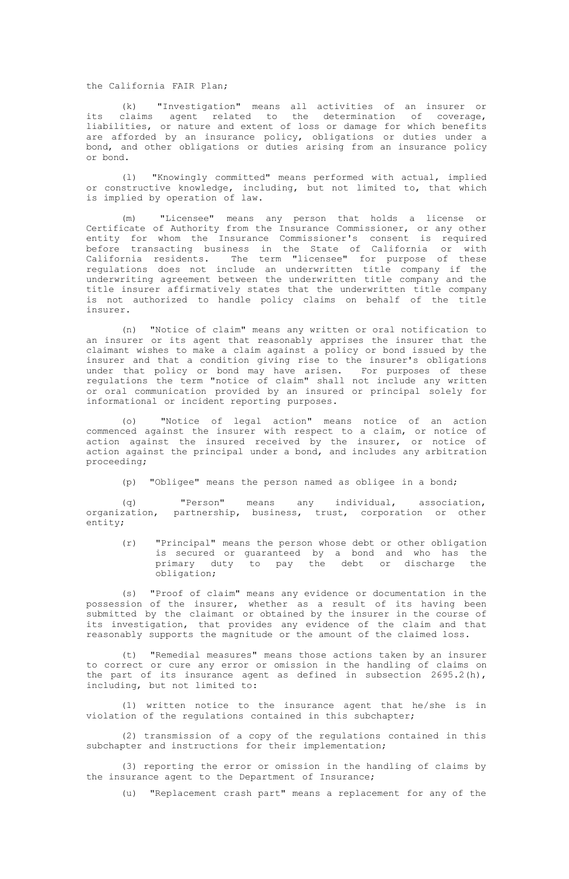the California FAIR Plan;

(k) "Investigation" means all activities of an insurer or its claims agent related to the determination of coverage, liabilities, or nature and extent of loss or damage for which benefits are afforded by an insurance policy, obligations or duties under a bond, and other obligations or duties arising from an insurance policy or bond.

(l) "Knowingly committed" means performed with actual, implied or constructive knowledge, including, but not limited to, that which is implied by operation of law.

(m) "Licensee" means any person that holds a license or Certificate of Authority from the Insurance Commissioner, or any other entity for whom the Insurance Commissioner's consent is required before transacting business in the State of California or with California residents. The term "licensee" for purpose of these regulations does not include an underwritten title company if the underwriting agreement between the underwritten title company and the title insurer affirmatively states that the underwritten title company is not authorized to handle policy claims on behalf of the title insurer.

(n) "Notice of claim" means any written or oral notification to an insurer or its agent that reasonably apprises the insurer that the claimant wishes to make a claim against a policy or bond issued by the insurer and that a condition giving rise to the insurer's obligations under that policy or bond may have arisen. For purposes of these regulations the term "notice of claim" shall not include any written or oral communication provided by an insured or principal solely for informational or incident reporting purposes.

(o) "Notice of legal action" means notice of an action commenced against the insurer with respect to a claim, or notice of action against the insured received by the insurer, or notice of action against the principal under a bond, and includes any arbitration proceeding;

(p) "Obligee" means the person named as obligee in a bond;

(q) "Person" means any individual, association, organization, partnership, business, trust, corporation or other entity;

(r) "Principal" means the person whose debt or other obligation is secured or guaranteed by a bond and who has the primary duty to pay the debt or discharge the obligation;

(s) "Proof of claim" means any evidence or documentation in the possession of the insurer, whether as a result of its having been submitted by the claimant or obtained by the insurer in the course of its investigation, that provides any evidence of the claim and that reasonably supports the magnitude or the amount of the claimed loss.

(t) "Remedial measures" means those actions taken by an insurer to correct or cure any error or omission in the handling of claims on the part of its insurance agent as defined in subsection 2695.2(h), including, but not limited to:

(1) written notice to the insurance agent that he/she is in violation of the regulations contained in this subchapter;

(2) transmission of a copy of the regulations contained in this subchapter and instructions for their implementation;

(3) reporting the error or omission in the handling of claims by the insurance agent to the Department of Insurance;

(u) "Replacement crash part" means a replacement for any of the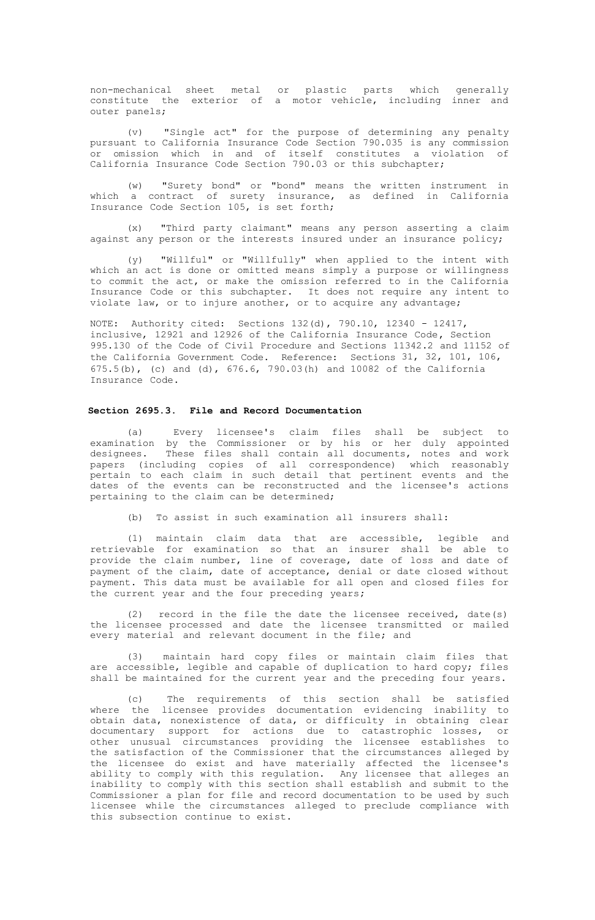non-mechanical sheet metal or plastic parts which generally constitute the exterior of a motor vehicle, including inner and outer panels;

(v) "Single act" for the purpose of determining any penalty pursuant to California Insurance Code Section 790.035 is any commission or omission which in and of itself constitutes a violation of California Insurance Code Section 790.03 or this subchapter;

(w) "Surety bond" or "bond" means the written instrument in which a contract of surety insurance, as defined in California Insurance Code Section 105, is set forth;

(x) "Third party claimant" means any person asserting a claim against any person or the interests insured under an insurance policy;

(y) "Willful" or "Willfully" when applied to the intent with which an act is done or omitted means simply a purpose or willingness to commit the act, or make the omission referred to in the California Insurance Code or this subchapter. It does not require any intent to violate law, or to injure another, or to acquire any advantage;

NOTE: Authority cited: Sections 132(d), 790.10, 12340 - 12417, inclusive, 12921 and 12926 of the California Insurance Code, Section 995.130 of the Code of Civil Procedure and Sections 11342.2 and 11152 of the California Government Code. Reference: Sections 31, 32, 101, 106, 675.5(b), (c) and (d), 676.6, 790.03(h) and 10082 of the California Insurance Code.

**Section 2695.3. File and Record Documentation**

(a) Every licensee's claim files shall be subject to examination by the Commissioner or by his or her duly appointed designees. These files shall contain all documents, notes and work papers (including copies of all correspondence) which reasonably pertain to each claim in such detail that pertinent events and the dates of the events can be reconstructed and the licensee's actions pertaining to the claim can be determined;

(b) To assist in such examination all insurers shall:

(1) maintain claim data that are accessible, legible and retrievable for examination so that an insurer shall be able to provide the claim number, line of coverage, date of loss and date of payment of the claim, date of acceptance, denial or date closed without payment. This data must be available for all open and closed files for the current year and the four preceding years;

(2) record in the file the date the licensee received, date(s) the licensee processed and date the licensee transmitted or mailed every material and relevant document in the file; and

(3) maintain hard copy files or maintain claim files that are accessible, legible and capable of duplication to hard copy; files shall be maintained for the current year and the preceding four years.

(c) The requirements of this section shall be satisfied where the licensee provides documentation evidencing inability to obtain data, nonexistence of data, or difficulty in obtaining clear documentary support for actions due to catastrophic losses, or other unusual circumstances providing the licensee establishes to the satisfaction of the Commissioner that the circumstances alleged by the licensee do exist and have materially affected the licensee's ability to comply with this regulation. Any licensee that alleges an inability to comply with this section shall establish and submit to the Commissioner a plan for file and record documentation to be used by such licensee while the circumstances alleged to preclude compliance with this subsection continue to exist.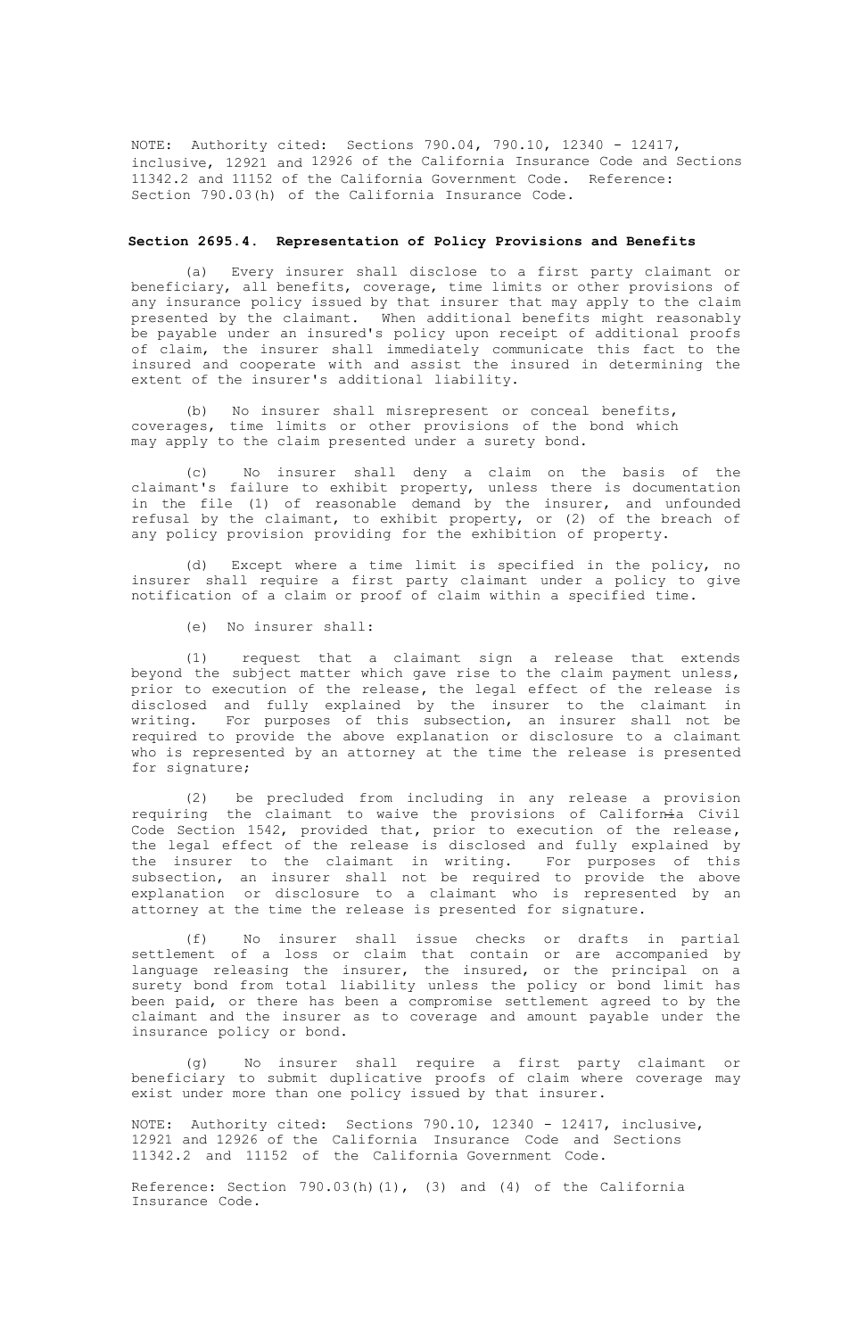NOTE: Authority cited: Sections 790.04, 790.10, 12340 - 12417, inclusive, 12921 and 12926 of the California Insurance Code and Sections 11342.2 and 11152 of the California Government Code. Reference: Section 790.03(h) of the California Insurance Code.

### Section 2695.4. Representation of Policy Provisions and Benefits

(a) Every insurer shall disclose to a first party claimant or beneficiary, all benefits, coverage, time limits or other provisions of any insurance policy issued by that insurer that may apply to the claim presented by the claimant. When additional benefits might reasonably be payable under an insured's policy upon receipt of additional proofs of claim, the insurer shall immediately communicate this fact to the insured and cooperate with and assist the insured in determining the extent of the insurer's additional liability.

(b) No insurer shall misrepresent or conceal benefits, coverages, time limits or other provisions of the bond which may apply to the claim presented under a surety bond.

(c) No insurer shall deny a claim on the basis of the claimant's failure to exhibit property, unless there is documentation in the file (1) of reasonable demand by the insurer, and unfounded refusal by the claimant, to exhibit property, or (2) of the breach of any policy provision providing for the exhibition of property.

(d) Except where a time limit is specified in the policy, no insurer shall require a first party claimant under a policy to give notification of a claim or proof of claim within a specified time.

(e) No insurer shall:

(1) request that a claimant sign a release that extends beyond the subject matter which gave rise to the claim payment unless, prior to execution of the release, the legal effect of the release is disclosed and fully explained by the insurer to the claimant in writing. For purposes of this subsection, an insurer shall not be required to provide the above explanation or disclosure to a claimant who is represented by an attorney at the time the release is presented for signature;

(2) be precluded from including in any release a provision requiring the claimant to waive the provisions of California Civil Code Section 1542, provided that, prior to execution of the release, the legal effect of the release is disclosed and fully explained by the insurer to the claimant in writing. For purposes of this subsection, an insurer shall not be required to provide the above explanation or disclosure to a claimant who is represented by an attorney at the time the release is presented for signature.

(f) No insurer shall issue checks or drafts in partial settlement of a loss or claim that contain or are accompanied by language releasing the insurer, the insured, or the principal on a surety bond from total liability unless the policy or bond limit has been paid, or there has been a compromise settlement agreed to by the claimant and the insurer as to coverage and amount payable under the insurance policy or bond.

(g) No insurer shall require a first party claimant or beneficiary to submit duplicative proofs of claim where coverage may exist under more than one policy issued by that insurer.

NOTE: Authority cited: Sections 790.10, 12340 - 12417, inclusive, 12921 and 12926 of the California Insurance Code and Sections 11342.2 and 11152 of the California Government Code.

Reference: Section 790.03(h)(1), (3) and (4) of the California Insurance Code.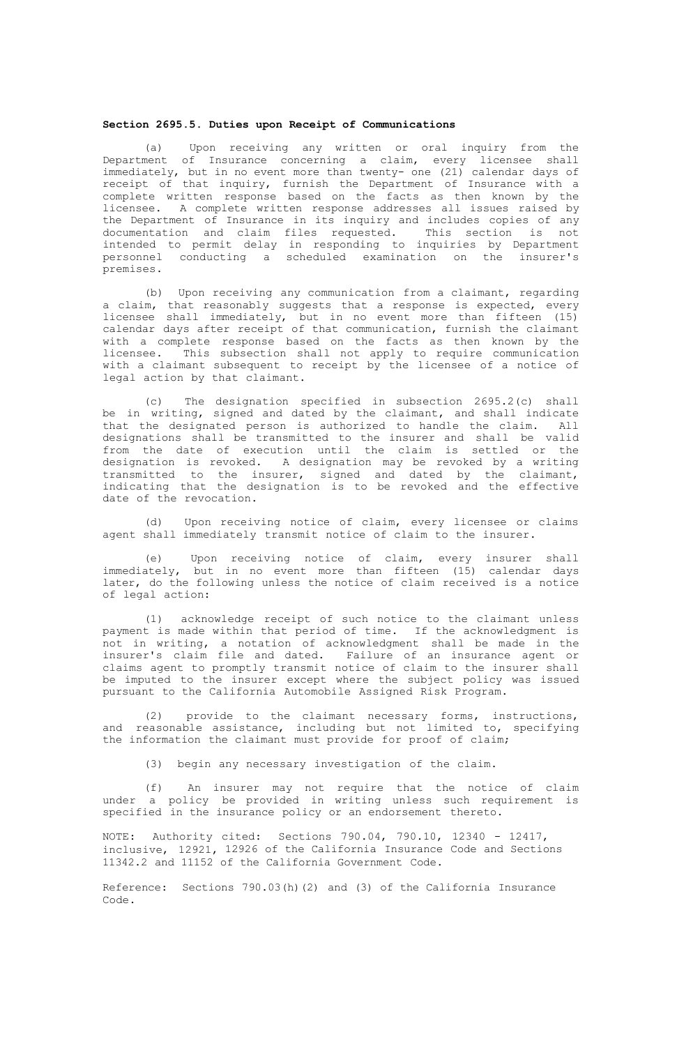**Section 2695.5. Duties upon Receipt of Communications**

(a) Upon receiving any written or oral inquiry from the Department of Insurance concerning a claim, every licensee shall immediately, but in no event more than twenty- one (21) calendar days of receipt of that inquiry, furnish the Department of Insurance with a complete written response based on the facts as then known by the licensee. A complete written response addresses all issues raised by the Department of Insurance in its inquiry and includes copies of any documentation and claim files requested. This section is not intended to permit delay in responding to inquiries by Department personnel conducting a scheduled examination on the insurer's premises.

(b) Upon receiving any communication from a claimant, regarding a claim, that reasonably suggests that a response is expected, every licensee shall immediately, but in no event more than fifteen (15) calendar days after receipt of that communication, furnish the claimant with a complete response based on the facts as then known by the licensee. This subsection shall not apply to require communication with a claimant subsequent to receipt by the licensee of a notice of legal action by that claimant.

(c) The designation specified in subsection 2695.2(c) shall be in writing, signed and dated by the claimant, and shall indicate that the designated person is authorized to handle the claim. All designations shall be transmitted to the insurer and shall be valid from the date of execution until the claim is settled or the designation is revoked. A designation may be revoked by a writing transmitted to the insurer, signed and dated by the claimant, indicating that the designation is to be revoked and the effective date of the revocation.

(d) Upon receiving notice of claim, every licensee or claims agent shall immediately transmit notice of claim to the insurer.

(e) Upon receiving notice of claim, every insurer shall immediately, but in no event more than fifteen (15) calendar days later, do the following unless the notice of claim received is a notice of legal action:

(1) acknowledge receipt of such notice to the claimant unless payment is made within that period of time. If the acknowledgment is not in writing, a notation of acknowledgment shall be made in the insurer's claim file and dated. Failure of an insurance agent or claims agent to promptly transmit notice of claim to the insurer shall be imputed to the insurer except where the subject policy was issued pursuant to the California Automobile Assigned Risk Program.

(2) provide to the claimant necessary forms, instructions, and reasonable assistance, including but not limited to, specifying the information the claimant must provide for proof of claim;

(3) begin any necessary investigation of the claim.

(f) An insurer may not require that the notice of claim under a policy be provided in writing unless such requirement is specified in the insurance policy or an endorsement thereto.

NOTE: Authority cited: Sections 790.04, 790.10, 12340 - 12417, inclusive, 12921, 12926 of the California Insurance Code and Sections 11342.2 and 11152 of the California Government Code.

Reference: Sections 790.03(h)(2) and (3) of the California Insurance Code.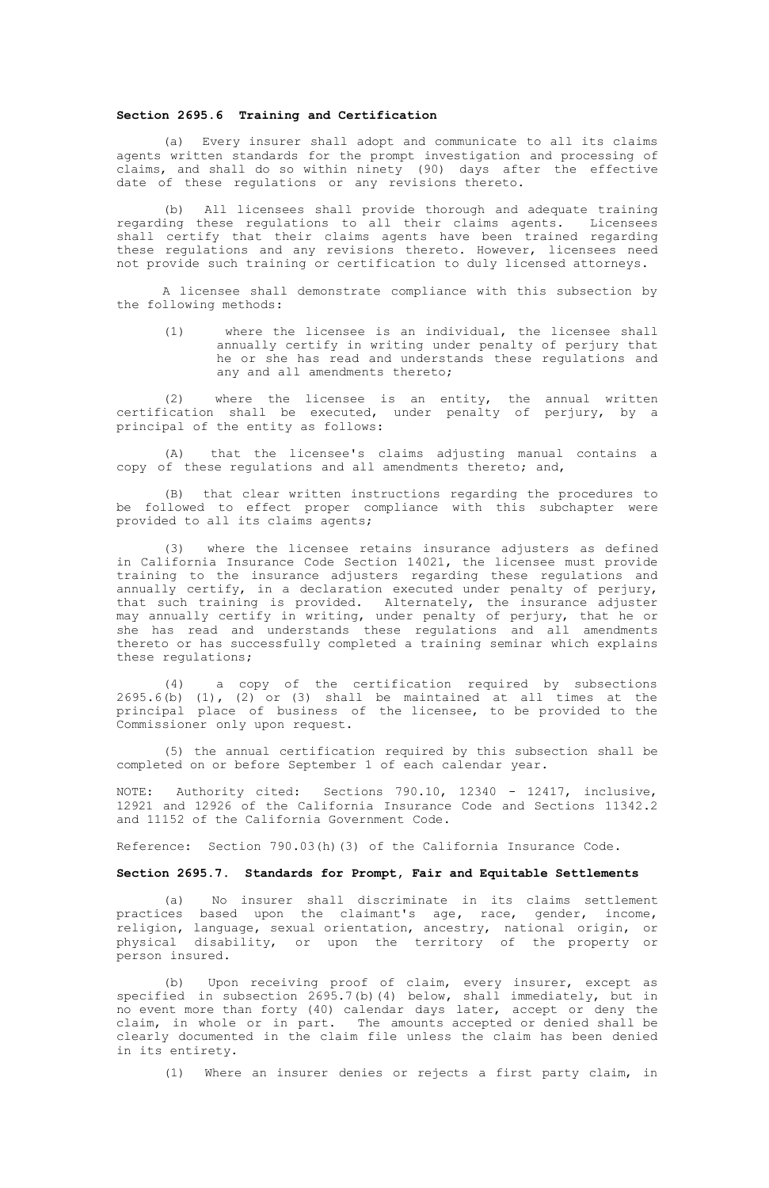**Section 2695.6 Training and Certification**

(a) Every insurer shall adopt and communicate to all its claims agents written standards for the prompt investigation and processing of claims, and shall do so within ninety (90) days after the effective date of these regulations or any revisions thereto.

(b) All licensees shall provide thorough and adequate training regarding these regulations to all their claims agents. Licensees shall certify that their claims agents have been trained regarding these regulations and any revisions thereto. However, licensees need not provide such training or certification to duly licensed attorneys.

A licensee shall demonstrate compliance with this subsection by the following methods:

(1) where the licensee is an individual, the licensee shall annually certify in writing under penalty of perjury that he or she has read and understands these regulations and any and all amendments thereto;

(2) where the licensee is an entity, the annual written certification shall be executed, under penalty of perjury, by a principal of the entity as follows:

(A) that the licensee's claims adjusting manual contains a copy of these regulations and all amendments thereto; and,

(B) that clear written instructions regarding the procedures to be followed to effect proper compliance with this subchapter were provided to all its claims agents;

(3) where the licensee retains insurance adjusters as defined in California Insurance Code Section 14021, the licensee must provide training to the insurance adjusters regarding these regulations and annually certify, in a declaration executed under penalty of perjury, that such training is provided. Alternately, the insurance adjuster may annually certify in writing, under penalty of perjury, that he or she has read and understands these regulations and all amendments thereto or has successfully completed a training seminar which explains these regulations;

(4) a copy of the certification required by subsections 2695.6(b) (1), (2) or (3) shall be maintained at all times at the principal place of business of the licensee, to be provided to the Commissioner only upon request.

(5) the annual certification required by this subsection shall be completed on or before September 1 of each calendar year.

NOTE: Authority cited: Sections 790.10, 12340 - 12417, inclusive, 12921 and 12926 of the California Insurance Code and Sections 11342.2 and 11152 of the California Government Code.

Reference: Section 790.03(h)(3) of the California Insurance Code.

**Section 2695.7. Standards for Prompt, Fair and Equitable Settlements**

(a) No insurer shall discriminate in its claims settlement practices based upon the claimant's age, race, gender, income, religion, language, sexual orientation, ancestry, national origin, or physical disability, or upon the territory of the property or person insured.

(b) Upon receiving proof of claim, every insurer, except as specified in subsection 2695.7(b)(4) below, shall immediately, but in no event more than forty (40) calendar days later, accept or deny the claim, in whole or in part. The amounts accepted or denied shall be clearly documented in the claim file unless the claim has been denied in its entirety.

(1) Where an insurer denies or rejects a first party claim, in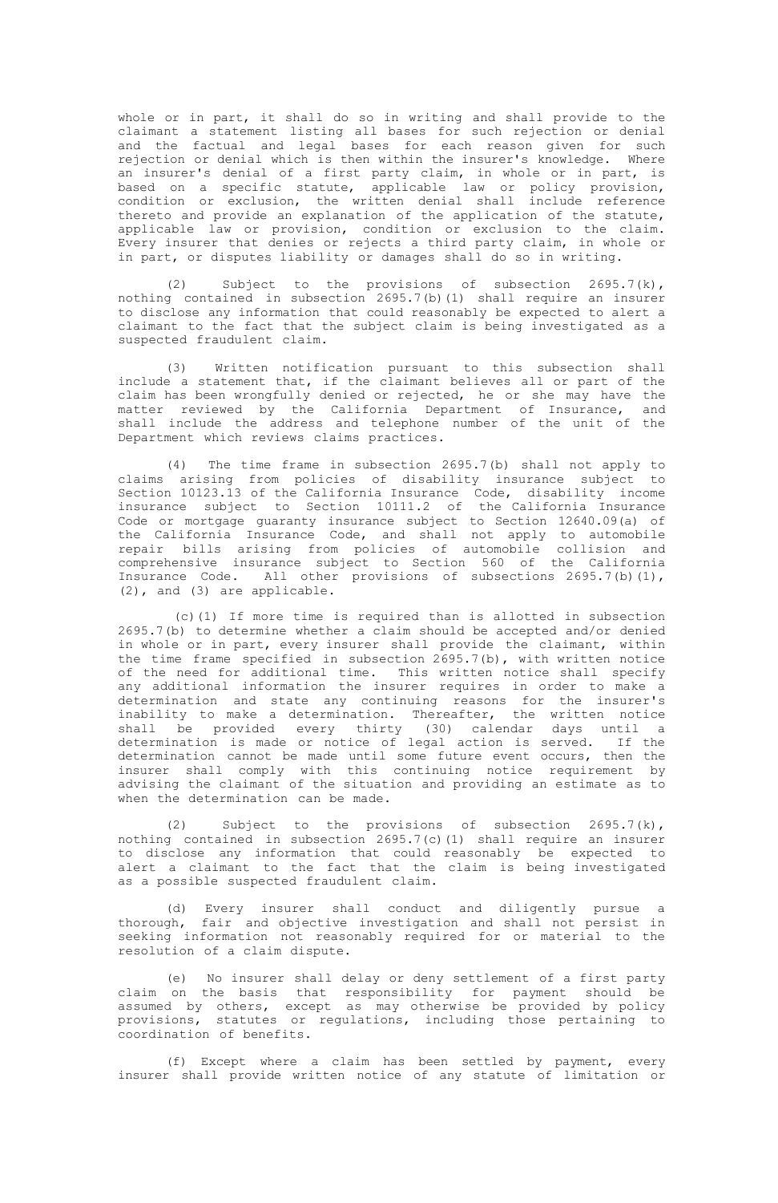whole or in part, it shall do so in writing and shall provide to the claimant a statement listing all bases for such rejection or denial and the factual and legal bases for each reason given for such rejection or denial which is then within the insurer's knowledge. Where an insurer's denial of a first party claim, in whole or in part, is based on a specific statute, applicable law or policy provision, condition or exclusion, the written denial shall include reference thereto and provide an explanation of the application of the statute, applicable law or provision, condition or exclusion to the claim. Every insurer that denies or rejects a third party claim, in whole or in part, or disputes liability or damages shall do so in writing.

(2) Subject to the provisions of subsection 2695.7(k), nothing contained in subsection 2695.7(b)(1) shall require an insurer to disclose any information that could reasonably be expected to alert a claimant to the fact that the subject claim is being investigated as a suspected fraudulent claim.

(3) Written notification pursuant to this subsection shall include a statement that, if the claimant believes all or part of the claim has been wrongfully denied or rejected, he or she may have the matter reviewed by the California Department of Insurance, and shall include the address and telephone number of the unit of the Department which reviews claims practices.

(4) The time frame in subsection 2695.7(b) shall not apply to claims arising from policies of disability insurance subject to Section 10123.13 of the California Insurance Code, disability income insurance subject to Section 10111.2 of the California Insurance Code or mortgage guaranty insurance subject to Section 12640.09(a) of the California Insurance Code, and shall not apply to automobile repair bills arising from policies of automobile collision and comprehensive insurance subject to Section 560 of the California Insurance Code. All other provisions of subsections 2695.7(b)(1), (2), and (3) are applicable.

(c)(1) If more time is required than is allotted in subsection 2695.7(b) to determine whether a claim should be accepted and/or denied in whole or in part, every insurer shall provide the claimant, within the time frame specified in subsection 2695.7(b), with written notice of the need for additional time. This written notice shall specify any additional information the insurer requires in order to make a determination and state any continuing reasons for the insurer's inability to make a determination. Thereafter, the written notice shall be provided every thirty (30) calendar days until a determination is made or notice of legal action is served. If the determination cannot be made until some future event occurs, then the insurer shall comply with this continuing notice requirement by advising the claimant of the situation and providing an estimate as to when the determination can be made.

(2) Subject to the provisions of subsection 2695.7(k), nothing contained in subsection 2695.7(c)(1) shall require an insurer to disclose any information that could reasonably be expected to alert a claimant to the fact that the claim is being investigated as a possible suspected fraudulent claim.

(d) Every insurer shall conduct and diligently pursue a thorough, fair and objective investigation and shall not persist in seeking information not reasonably required for or material to the resolution of a claim dispute.

(e) No insurer shall delay or deny settlement of a first party claim on the basis that responsibility for payment should be assumed by others, except as may otherwise be provided by policy provisions, statutes or regulations, including those pertaining to coordination of benefits.

(f) Except where a claim has been settled by payment, every insurer shall provide written notice of any statute of limitation or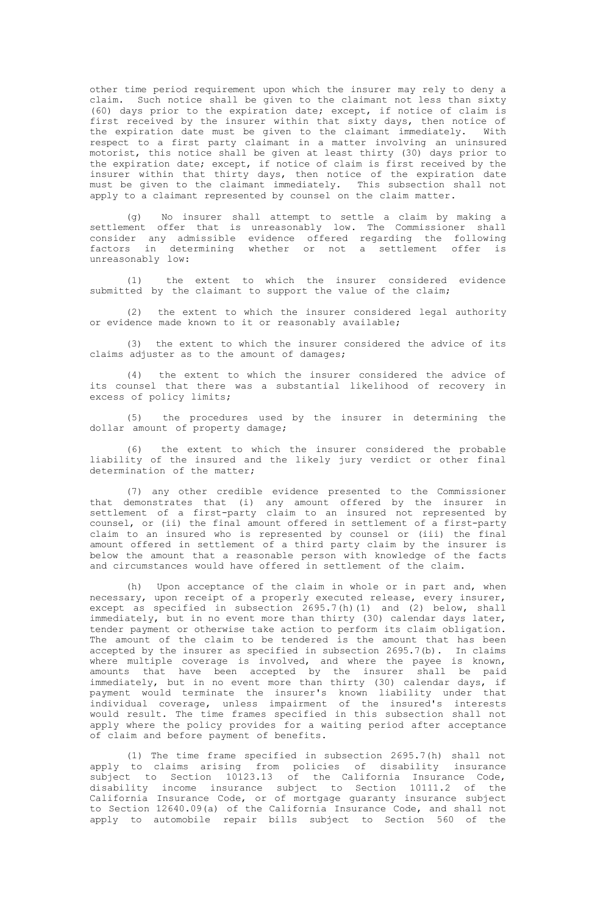other time period requirement upon which the insurer may rely to deny a claim. Such notice shall be given to the claimant not less than sixty (60) days prior to the expiration date; except, if notice of claim is first received by the insurer within that sixty days, then notice of the expiration date must be given to the claimant immediately. With respect to a first party claimant in a matter involving an uninsured motorist, this notice shall be given at least thirty (30) days prior to the expiration date; except, if notice of claim is first received by the insurer within that thirty days, then notice of the expiration date must be given to the claimant immediately. This subsection shall not apply to a claimant represented by counsel on the claim matter.

(g) No insurer shall attempt to settle a claim by making a settlement offer that is unreasonably low. The Commissioner shall consider any admissible evidence offered regarding the following factors in determining whether or not a settlement offer is unreasonably low:

(1) the extent to which the insurer considered evidence submitted by the claimant to support the value of the claim;

(2) the extent to which the insurer considered legal authority or evidence made known to it or reasonably available;

(3) the extent to which the insurer considered the advice of its claims adjuster as to the amount of damages;

(4) the extent to which the insurer considered the advice of its counsel that there was a substantial likelihood of recovery in excess of policy limits;

(5) the procedures used by the insurer in determining the dollar amount of property damage;

(6) the extent to which the insurer considered the probable liability of the insured and the likely jury verdict or other final determination of the matter;

(7) any other credible evidence presented to the Commissioner that demonstrates that (i) any amount offered by the insurer in settlement of a first-party claim to an insured not represented by counsel, or (ii) the final amount offered in settlement of a first-party claim to an insured who is represented by counsel or (iii) the final amount offered in settlement of a third party claim by the insurer is below the amount that a reasonable person with knowledge of the facts and circumstances would have offered in settlement of the claim.

(h) Upon acceptance of the claim in whole or in part and, when necessary, upon receipt of a properly executed release, every insurer, except as specified in subsection 2695.7(h)(1) and (2) below, shall immediately, but in no event more than thirty (30) calendar days later, tender payment or otherwise take action to perform its claim obligation. The amount of the claim to be tendered is the amount that has been accepted by the insurer as specified in subsection 2695.7(b). In claims where multiple coverage is involved, and where the payee is known, amounts that have been accepted by the insurer shall be paid immediately, but in no event more than thirty (30) calendar days, if payment would terminate the insurer's known liability under that individual coverage, unless impairment of the insured's interests would result. The time frames specified in this subsection shall not apply where the policy provides for a waiting period after acceptance of claim and before payment of benefits.

(1) The time frame specified in subsection 2695.7(h) shall not apply to claims arising from policies of disability insurance subject to Section 10123.13 of the California Insurance Code, disability income insurance subject to Section 10111.2 of the California Insurance Code, or of mortgage guaranty insurance subject to Section 12640.09(a) of the California Insurance Code, and shall not apply to automobile repair bills subject to Section 560 of the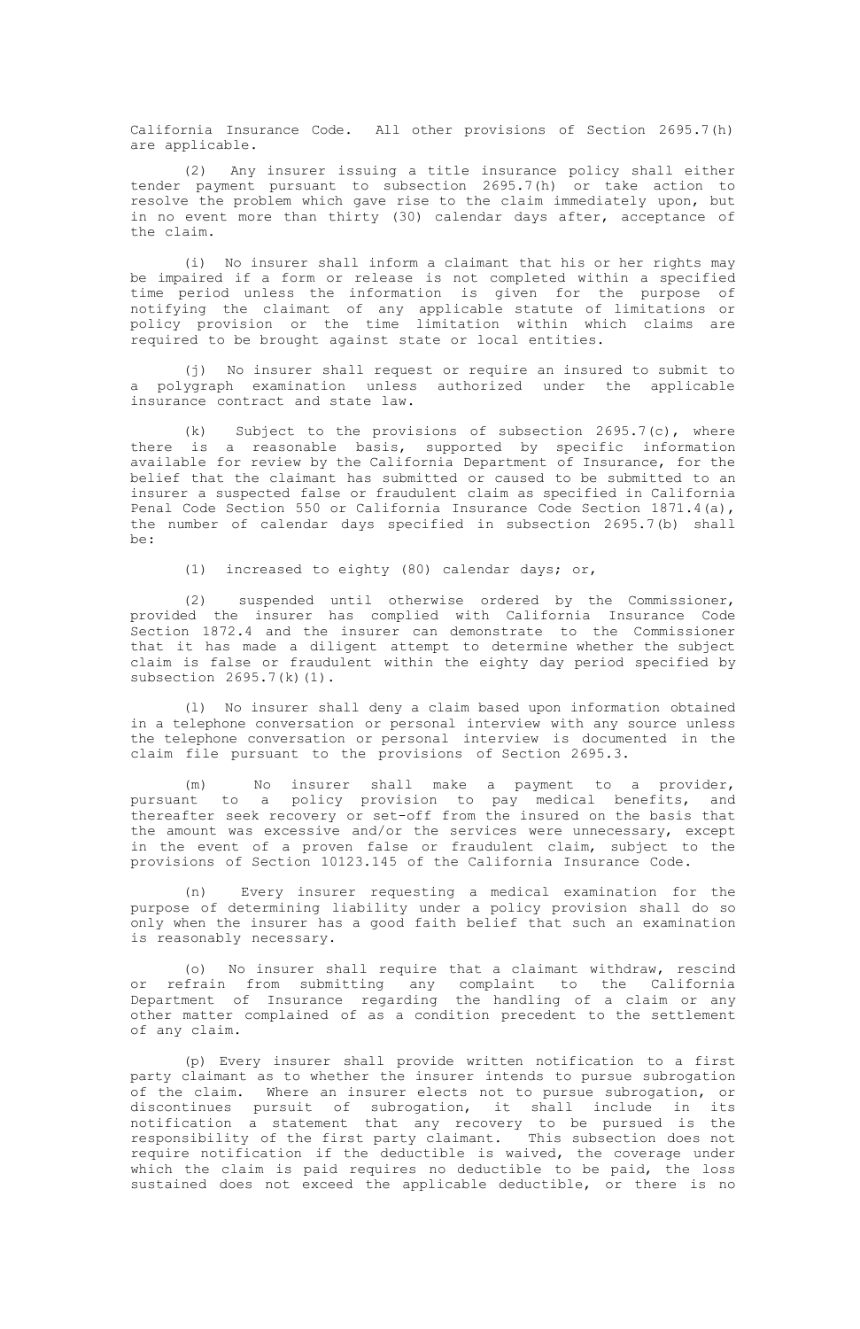California Insurance Code. All other provisions of Section 2695.7(h) are applicable.

(2) Any insurer issuing a title insurance policy shall either tender payment pursuant to subsection 2695.7(h) or take action to resolve the problem which gave rise to the claim immediately upon, but in no event more than thirty (30) calendar days after, acceptance of the claim.

(i) No insurer shall inform a claimant that his or her rights may be impaired if a form or release is not completed within a specified time period unless the information is given for the purpose of notifying the claimant of any applicable statute of limitations or policy provision or the time limitation within which claims are required to be brought against state or local entities.

(j) No insurer shall request or require an insured to submit to a polygraph examination unless authorized under the applicable insurance contract and state law.

(k) Subject to the provisions of subsection 2695.7(c), where there is a reasonable basis, supported by specific information available for review by the California Department of Insurance, for the belief that the claimant has submitted or caused to be submitted to an insurer a suspected false or fraudulent claim as specified in California Penal Code Section 550 or California Insurance Code Section 1871.4(a), the number of calendar days specified in subsection 2695.7(b) shall be:

(1) increased to eighty (80) calendar days; or,

(2) suspended until otherwise ordered by the Commissioner, provided the insurer has complied with California Insurance Code Section 1872.4 and the insurer can demonstrate to the Commissioner that it has made a diligent attempt to determine whether the subject claim is false or fraudulent within the eighty day period specified by subsection 2695.7(k)(1).

(l) No insurer shall deny a claim based upon information obtained in a telephone conversation or personal interview with any source unless the telephone conversation or personal interview is documented in the claim file pursuant to the provisions of Section 2695.3.

(m) No insurer shall make a payment to a provider, pursuant to a policy provision to pay medical benefits, and thereafter seek recovery or set-off from the insured on the basis that the amount was excessive and/or the services were unnecessary, except in the event of a proven false or fraudulent claim, subject to the provisions of Section 10123.145 of the California Insurance Code.

(n) Every insurer requesting a medical examination for the purpose of determining liability under a policy provision shall do so only when the insurer has a good faith belief that such an examination is reasonably necessary.

(o) No insurer shall require that a claimant withdraw, rescind or refrain from submitting any complaint to the California Department of Insurance regarding the handling of a claim or any other matter complained of as a condition precedent to the settlement of any claim.

(p) Every insurer shall provide written notification to a first party claimant as to whether the insurer intends to pursue subrogation of the claim. Where an insurer elects not to pursue subrogation, or discontinues pursuit of subrogation, it shall include in its notification a statement that any recovery to be pursued is the responsibility of the first party claimant. This subsection does not require notification if the deductible is waived, the coverage under which the claim is paid requires no deductible to be paid, the loss sustained does not exceed the applicable deductible, or there is no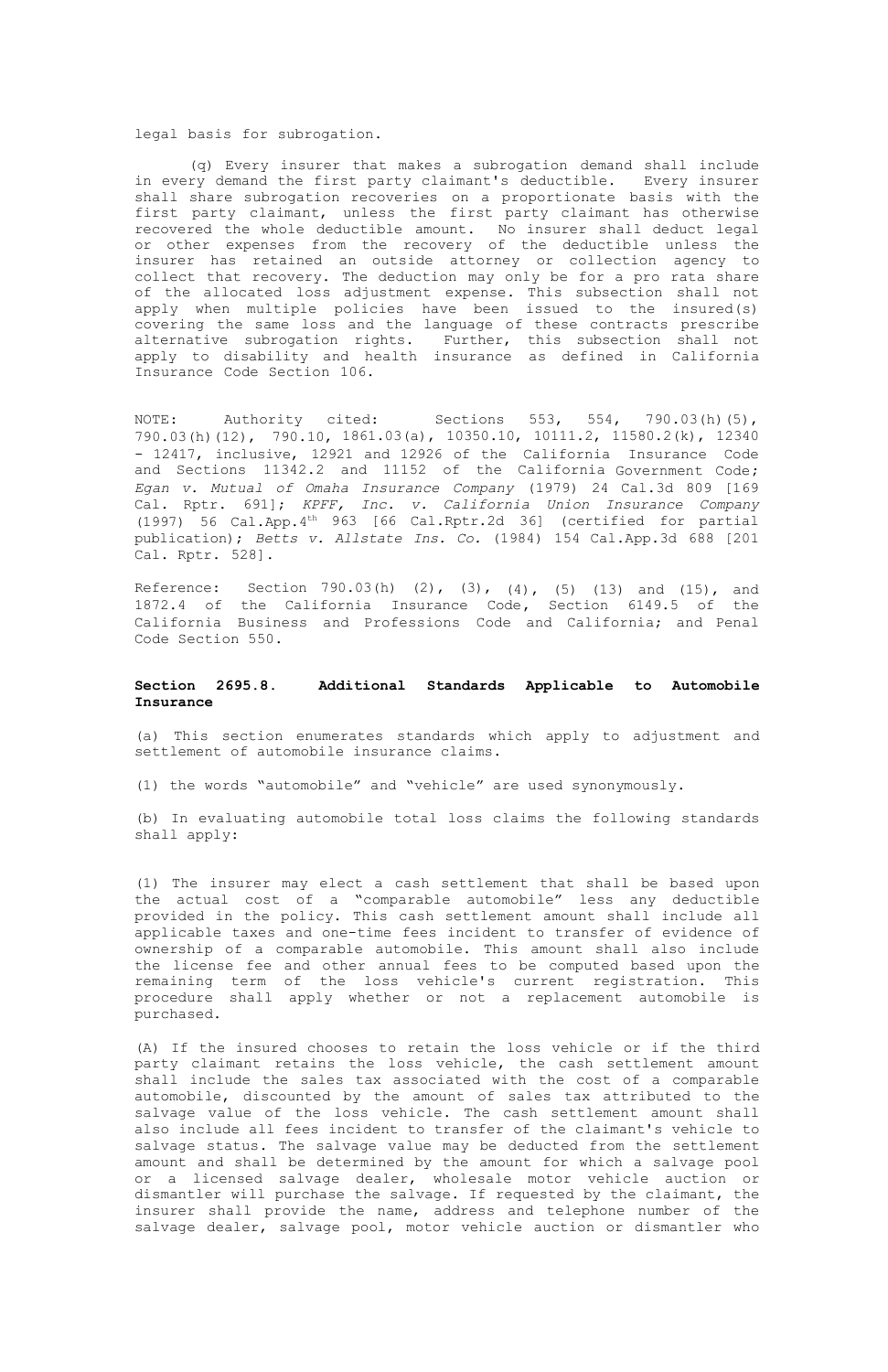legal basis for subrogation.

(q) Every insurer that makes a subrogation demand shall include in every demand the first party claimant's deductible. Every insurer shall share subrogation recoveries on a proportionate basis with the first party claimant, unless the first party claimant has otherwise recovered the whole deductible amount. No insurer shall deduct legal or other expenses from the recovery of the deductible unless the insurer has retained an outside attorney or collection agency to collect that recovery. The deduction may only be for a pro rata share of the allocated loss adjustment expense. This subsection shall not apply when multiple policies have been issued to the insured(s) covering the same loss and the language of these contracts prescribe alternative subrogation rights. Further, this subsection shall not apply to disability and health insurance as defined in California Insurance Code Section 106.

NOTE: Authority cited: Sections 553, 554, 790.03(h)(5), 790.03(h)(12), 790.10, 1861.03(a), 10350.10, 10111.2, 11580.2(k), 12340 - 12417, inclusive, 12921 and 12926 of the California Insurance Code and Sections 11342.2 and 11152 of the California Government Code; *Egan v. Mutual of Omaha Insurance Company* (1979) 24 Cal.3d 809 [169 Cal. Rptr. 691]; *KPFF, Inc. v. California Union Insurance Company* (1997) 56 Cal.App.4th 963 [66 Cal.Rptr.2d 36] (certified for partial publication); *Betts v. Allstate Ins. Co.* (1984) 154 Cal.App.3d 688 [201 Cal. Rptr. 528].

Reference: Section 790.03(h) (2), (3), (4), (5) (13) and (15), and 1872.4 of the California Insurance Code, Section 6149.5 of the California Business and Professions Code and California; and Penal Code Section 550.

**Section 2695.8. Additional Standards Applicable to Automobile Insurance**

(a) This section enumerates standards which apply to adjustment and settlement of automobile insurance claims.

(1) the words "automobile" and "vehicle" are used synonymously.

(b) In evaluating automobile total loss claims the following standards shall apply:

(1) The insurer may elect a cash settlement that shall be based upon the actual cost of a "comparable automobile" less any deductible provided in the policy. This cash settlement amount shall include all applicable taxes and one-time fees incident to transfer of evidence of ownership of a comparable automobile. This amount shall also include the license fee and other annual fees to be computed based upon the remaining term of the loss vehicle's current registration. This procedure shall apply whether or not a replacement automobile is purchased.

(A) If the insured chooses to retain the loss vehicle or if the third party claimant retains the loss vehicle, the cash settlement amount shall include the sales tax associated with the cost of a comparable automobile, discounted by the amount of sales tax attributed to the salvage value of the loss vehicle. The cash settlement amount shall also include all fees incident to transfer of the claimant's vehicle to salvage status. The salvage value may be deducted from the settlement amount and shall be determined by the amount for which a salvage pool or a licensed salvage dealer, wholesale motor vehicle auction or dismantler will purchase the salvage. If requested by the claimant, the insurer shall provide the name, address and telephone number of the salvage dealer, salvage pool, motor vehicle auction or dismantler who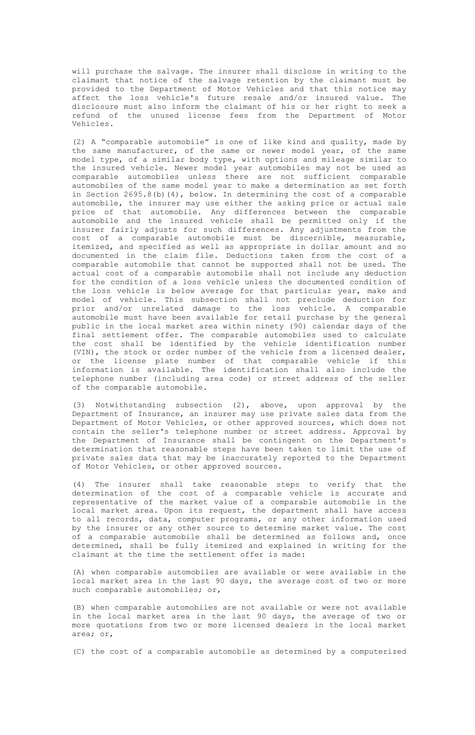will purchase the salvage. The insurer shall disclose in writing to the claimant that notice of the salvage retention by the claimant must be provided to the Department of Motor Vehicles and that this notice may affect the loss vehicle's future resale and/or insured value. The disclosure must also inform the claimant of his or her right to seek a refund of the unused license fees from the Department of Motor Vehicles.

(2) A "comparable automobile" is one of like kind and quality, made by the same manufacturer, of the same or newer model year, of the same model type, of a similar body type, with options and mileage similar to the insured vehicle. Newer model year automobiles may not be used as comparable automobiles unless there are not sufficient comparable automobiles of the same model year to make a determination as set forth in Section 2695.8(b)(4), below. In determining the cost of a comparable automobile, the insurer may use either the asking price or actual sale price of that automobile. Any differences between the comparable automobile and the insured vehicle shall be permitted only if the insurer fairly adjusts for such differences. Any adjustments from the cost of a comparable automobile must be discernible, measurable, itemized, and specified as well as appropriate in dollar amount and so documented in the claim file. Deductions taken from the cost of a comparable automobile that cannot be supported shall not be used. The actual cost of a comparable automobile shall not include any deduction for the condition of a loss vehicle unless the documented condition of the loss vehicle is below average for that particular year, make and model of vehicle. This subsection shall not preclude deduction for prior and/or unrelated damage to the loss vehicle. A comparable automobile must have been available for retail purchase by the general public in the local market area within ninety (90) calendar days of the final settlement offer. The comparable automobiles used to calculate the cost shall be identified by the vehicle identification number (VIN), the stock or order number of the vehicle from a licensed dealer, or the license plate number of that comparable vehicle if this information is available. The identification shall also include the telephone number (including area code) or street address of the seller of the comparable automobile.

(3) Notwithstanding subsection (2), above, upon approval by the Department of Insurance, an insurer may use private sales data from the Department of Motor Vehicles, or other approved sources, which does not contain the seller's telephone number or street address. Approval by the Department of Insurance shall be contingent on the Department's determination that reasonable steps have been taken to limit the use of private sales data that may be inaccurately reported to the Department of Motor Vehicles, or other approved sources.

(4) The insurer shall take reasonable steps to verify that the determination of the cost of a comparable vehicle is accurate and representative of the market value of a comparable automobile in the local market area. Upon its request, the department shall have access to all records, data, computer programs, or any other information used by the insurer or any other source to determine market value. The cost of a comparable automobile shall be determined as follows and, once determined, shall be fully itemized and explained in writing for the claimant at the time the settlement offer is made:

(A) when comparable automobiles are available or were available in the local market area in the last 90 days, the average cost of two or more such comparable automobiles; or,

(B) when comparable automobiles are not available or were not available in the local market area in the last 90 days, the average of two or more quotations from two or more licensed dealers in the local market area; or,

(C) the cost of a comparable automobile as determined by a computerized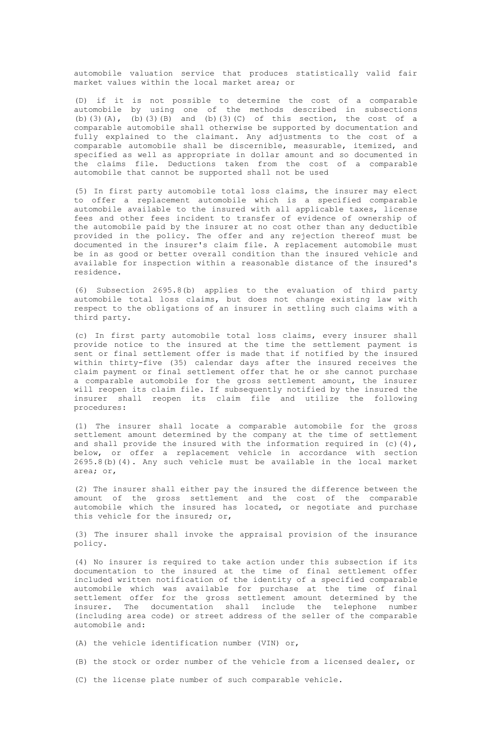automobile valuation service that produces statistically valid fair market values within the local market area; or

(D) if it is not possible to determine the cost of a comparable automobile by using one of the methods described in subsections (b)(3)(A), (b)(3)(B) and (b)(3)(C) of this section, the cost of a comparable automobile shall otherwise be supported by documentation and fully explained to the claimant. Any adjustments to the cost of a comparable automobile shall be discernible, measurable, itemized, and specified as well as appropriate in dollar amount and so documented in the claims file. Deductions taken from the cost of a comparable automobile that cannot be supported shall not be used

(5) In first party automobile total loss claims, the insurer may elect to offer a replacement automobile which is a specified comparable automobile available to the insured with all applicable taxes, license fees and other fees incident to transfer of evidence of ownership of the automobile paid by the insurer at no cost other than any deductible provided in the policy. The offer and any rejection thereof must be documented in the insurer's claim file. A replacement automobile must be in as good or better overall condition than the insured vehicle and available for inspection within a reasonable distance of the insured's residence.

(6) Subsection 2695.8(b) applies to the evaluation of third party automobile total loss claims, but does not change existing law with respect to the obligations of an insurer in settling such claims with a third party.

(c) In first party automobile total loss claims, every insurer shall provide notice to the insured at the time the settlement payment is sent or final settlement offer is made that if notified by the insured within thirty-five (35) calendar days after the insured receives the claim payment or final settlement offer that he or she cannot purchase a comparable automobile for the gross settlement amount, the insurer will reopen its claim file. If subsequently notified by the insured the insurer shall reopen its claim file and utilize the following procedures:

(1) The insurer shall locate a comparable automobile for the gross settlement amount determined by the company at the time of settlement and shall provide the insured with the information required in (c)(4), below, or offer a replacement vehicle in accordance with section 2695.8(b)(4). Any such vehicle must be available in the local market area; or,

(2) The insurer shall either pay the insured the difference between the amount of the gross settlement and the cost of the comparable automobile which the insured has located, or negotiate and purchase this vehicle for the insured; or,

(3) The insurer shall invoke the appraisal provision of the insurance policy.

(4) No insurer is required to take action under this subsection if its documentation to the insured at the time of final settlement offer included written notification of the identity of a specified comparable automobile which was available for purchase at the time of final settlement offer for the gross settlement amount determined by the insurer. The documentation shall include the telephone number (including area code) or street address of the seller of the comparable automobile and:

(A) the vehicle identification number (VIN) or,

(B) the stock or order number of the vehicle from a licensed dealer, or

(C) the license plate number of such comparable vehicle.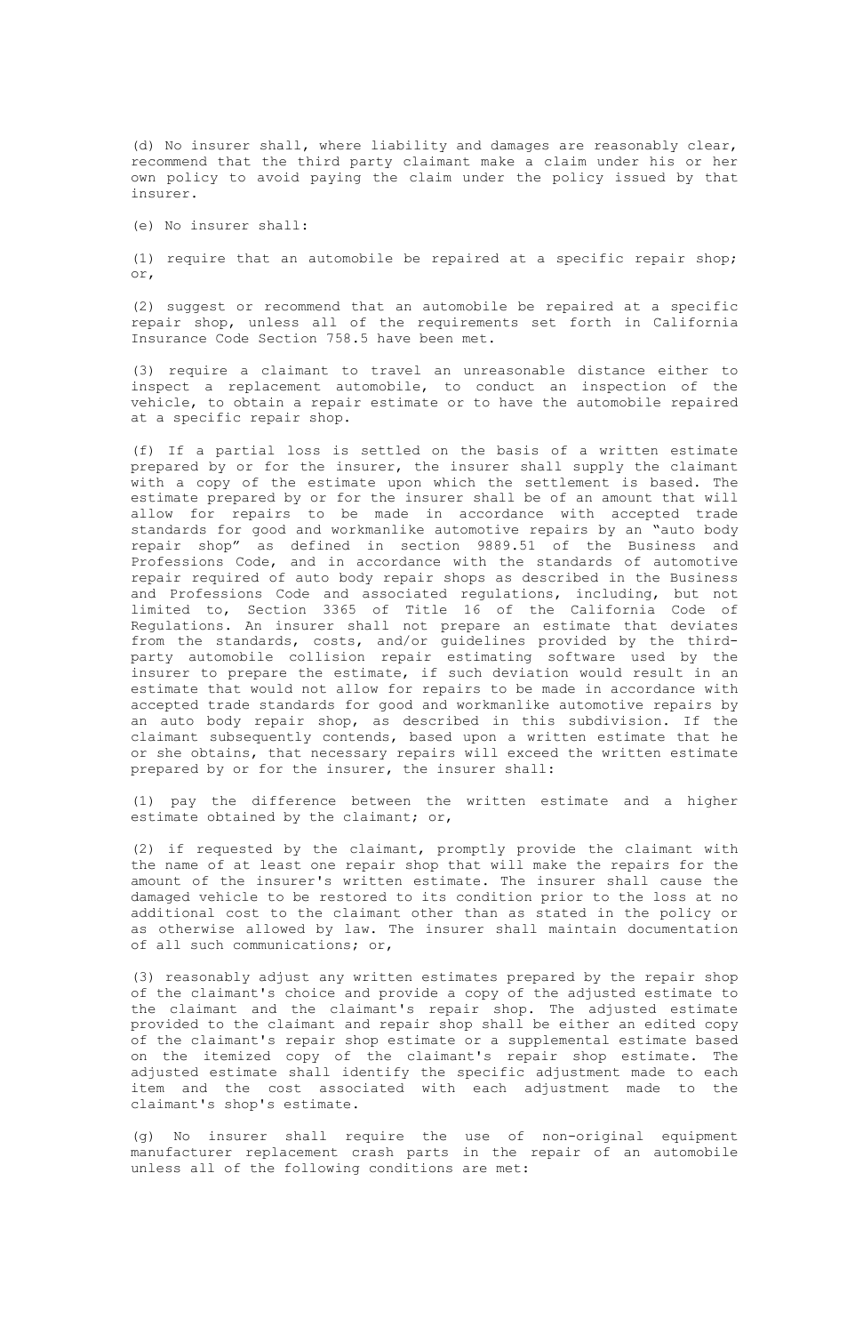(d) No insurer shall, where liability and damages are reasonably clear, recommend that the third party claimant make a claim under his or her own policy to avoid paying the claim under the policy issued by that insurer.

(e) No insurer shall:

(1) require that an automobile be repaired at a specific repair shop; or,

(2) suggest or recommend that an automobile be repaired at a specific repair shop, unless all of the requirements set forth in California Insurance Code Section 758.5 have been met.

(3) require a claimant to travel an unreasonable distance either to inspect a replacement automobile, to conduct an inspection of the vehicle, to obtain a repair estimate or to have the automobile repaired at a specific repair shop.

(f) If a partial loss is settled on the basis of a written estimate prepared by or for the insurer, the insurer shall supply the claimant with a copy of the estimate upon which the settlement is based. The estimate prepared by or for the insurer shall be of an amount that will allow for repairs to be made in accordance with accepted trade standards for good and workmanlike automotive repairs by an "auto body repair shop" as defined in section 9889.51 of the Business and Professions Code, and in accordance with the standards of automotive repair required of auto body repair shops as described in the Business and Professions Code and associated regulations, including, but not limited to, Section 3365 of Title 16 of the California Code of Regulations. An insurer shall not prepare an estimate that deviates from the standards, costs, and/or guidelines provided by the third-party automobile collision repair estimating software used by the insurer to prepare the estimate, if such deviation would result in an estimate that would not allow for repairs to be made in accordance with accepted trade standards for good and workmanlike automotive repairs by an auto body repair shop, as described in this subdivision. If the claimant subsequently contends, based upon a written estimate that he or she obtains, that necessary repairs will exceed the written estimate prepared by or for the insurer, the insurer shall:

(1) pay the difference between the written estimate and a higher estimate obtained by the claimant; or,

(2) if requested by the claimant, promptly provide the claimant with the name of at least one repair shop that will make the repairs for the amount of the insurer's written estimate. The insurer shall cause the damaged vehicle to be restored to its condition prior to the loss at no additional cost to the claimant other than as stated in the policy or as otherwise allowed by law. The insurer shall maintain documentation of all such communications; or,

(3) reasonably adjust any written estimates prepared by the repair shop of the claimant's choice and provide a copy of the adjusted estimate to the claimant and the claimant's repair shop. The adjusted estimate provided to the claimant and repair shop shall be either an edited copy of the claimant's repair shop estimate or a supplemental estimate based on the itemized copy of the claimant's repair shop estimate. The adjusted estimate shall identify the specific adjustment made to each item and the cost associated with each adjustment made to the claimant's shop's estimate.

(g) No insurer shall require the use of non-original equipment manufacturer replacement crash parts in the repair of an automobile unless all of the following conditions are met: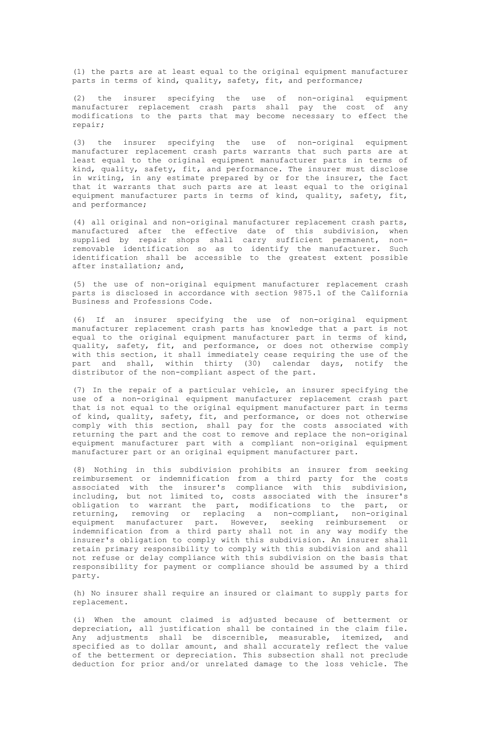(1) the parts are at least equal to the original equipment manufacturer parts in terms of kind, quality, safety, fit, and performance;

(2) the insurer specifying the use of non-original equipment manufacturer replacement crash parts shall pay the cost of any modifications to the parts that may become necessary to effect the repair;

(3) the insurer specifying the use of non-original equipment manufacturer replacement crash parts warrants that such parts are at least equal to the original equipment manufacturer parts in terms of kind, quality, safety, fit, and performance. The insurer must disclose in writing, in any estimate prepared by or for the insurer, the fact that it warrants that such parts are at least equal to the original equipment manufacturer parts in terms of kind, quality, safety, fit, and performance;

(4) all original and non-original manufacturer replacement crash parts, manufactured after the effective date of this subdivision, when supplied by repair shops shall carry sufficient permanent, non-removable identification so as to identify the manufacturer. Such identification shall be accessible to the greatest extent possible after installation; and,

(5) the use of non-original equipment manufacturer replacement crash parts is disclosed in accordance with section 9875.1 of the California Business and Professions Code.

(6) If an insurer specifying the use of non-original equipment manufacturer replacement crash parts has knowledge that a part is not equal to the original equipment manufacturer part in terms of kind, quality, safety, fit, and performance, or does not otherwise comply with this section, it shall immediately cease requiring the use of the part and shall, within thirty (30) calendar days, notify the distributor of the non-compliant aspect of the part.

(7) In the repair of a particular vehicle, an insurer specifying the use of a non-original equipment manufacturer replacement crash part that is not equal to the original equipment manufacturer part in terms of kind, quality, safety, fit, and performance, or does not otherwise comply with this section, shall pay for the costs associated with returning the part and the cost to remove and replace the non-original equipment manufacturer part with a compliant non-original equipment manufacturer part or an original equipment manufacturer part.

(8) Nothing in this subdivision prohibits an insurer from seeking reimbursement or indemnification from a third party for the costs associated with the insurer's compliance with this subdivision, including, but not limited to, costs associated with the insurer's obligation to warrant the part, modifications to the part, or returning, removing or replacing a non-compliant, non-original equipment manufacturer part. However, seeking reimbursement or indemnification from a third party shall not in any way modify the insurer's obligation to comply with this subdivision. An insurer shall retain primary responsibility to comply with this subdivision and shall not refuse or delay compliance with this subdivision on the basis that responsibility for payment or compliance should be assumed by a third party.

(h) No insurer shall require an insured or claimant to supply parts for replacement.

(i) When the amount claimed is adjusted because of betterment or depreciation, all justification shall be contained in the claim file. Any adjustments shall be discernible, measurable, itemized, and specified as to dollar amount, and shall accurately reflect the value of the betterment or depreciation. This subsection shall not preclude deduction for prior and/or unrelated damage to the loss vehicle. The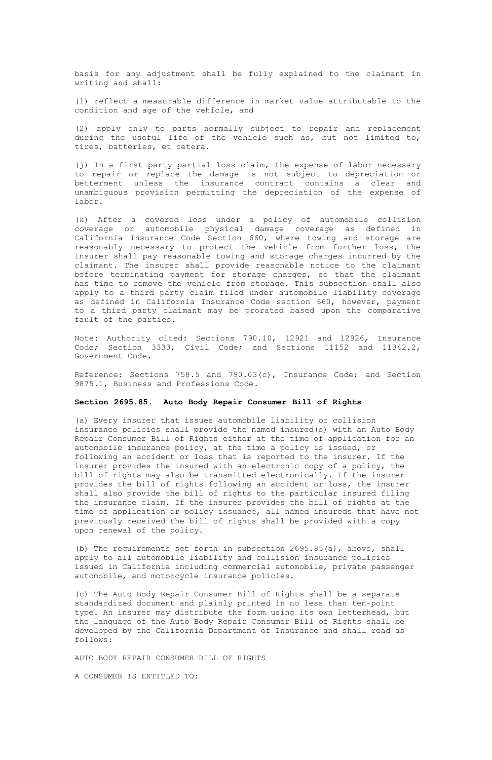basis for any adjustment shall be fully explained to the claimant in writing and shall:

(1) reflect a measurable difference in market value attributable to the condition and age of the vehicle, and

(2) apply only to parts normally subject to repair and replacement during the useful life of the vehicle such as, but not limited to, tires, batteries, et cetera.

(j) In a first party partial loss claim, the expense of labor necessary to repair or replace the damage is not subject to depreciation or betterment unless the insurance contract contains a clear and unambiguous provision permitting the depreciation of the expense of labor.

(k) After a covered loss under a policy of automobile collision coverage or automobile physical damage coverage as defined in California Insurance Code Section 660, where towing and storage are reasonably necessary to protect the vehicle from further loss, the insurer shall pay reasonable towing and storage charges incurred by the claimant. The insurer shall provide reasonable notice to the claimant before terminating payment for storage charges, so that the claimant has time to remove the vehicle from storage. This subsection shall also apply to a third party claim filed under automobile liability coverage as defined in California Insurance Code section 660, however, payment to a third party claimant may be prorated based upon the comparative fault of the parties.

Note: Authority cited: Sections 790.10, 12921 and 12926, Insurance Code; Section 3333, Civil Code; and Sections 11152 and 11342.2, Government Code.

Reference: Sections 758.5 and 790.03(c), Insurance Code; and Section 9875.1, Business and Professions Code.

**Section 2695.85. Auto Body Repair Consumer Bill of Rights**

(a) Every insurer that issues automobile liability or collision insurance policies shall provide the named insured(s) with an Auto Body Repair Consumer Bill of Rights either at the time of application for an automobile insurance policy, at the time a policy is issued, or following an accident or loss that is reported to the insurer. If the insurer provides the insured with an electronic copy of a policy, the bill of rights may also be transmitted electronically. If the insurer provides the bill of rights following an accident or loss, the insurer shall also provide the bill of rights to the particular insured filing the insurance claim. If the insurer provides the bill of rights at the time of application or policy issuance, all named insureds that have not previously received the bill of rights shall be provided with a copy upon renewal of the policy.

(b) The requirements set forth in subsection 2695.85(a), above, shall apply to all automobile liability and collision insurance policies issued in California including commercial automobile, private passenger automobile, and motorcycle insurance policies.

(c) The Auto Body Repair Consumer Bill of Rights shall be a separate standardized document and plainly printed in no less than ten-point type. An insurer may distribute the form using its own letterhead, but the language of the Auto Body Repair Consumer Bill of Rights shall be developed by the California Department of Insurance and shall read as follows:

AUTO BODY REPAIR CONSUMER BILL OF RIGHTS

A CONSUMER IS ENTITLED TO: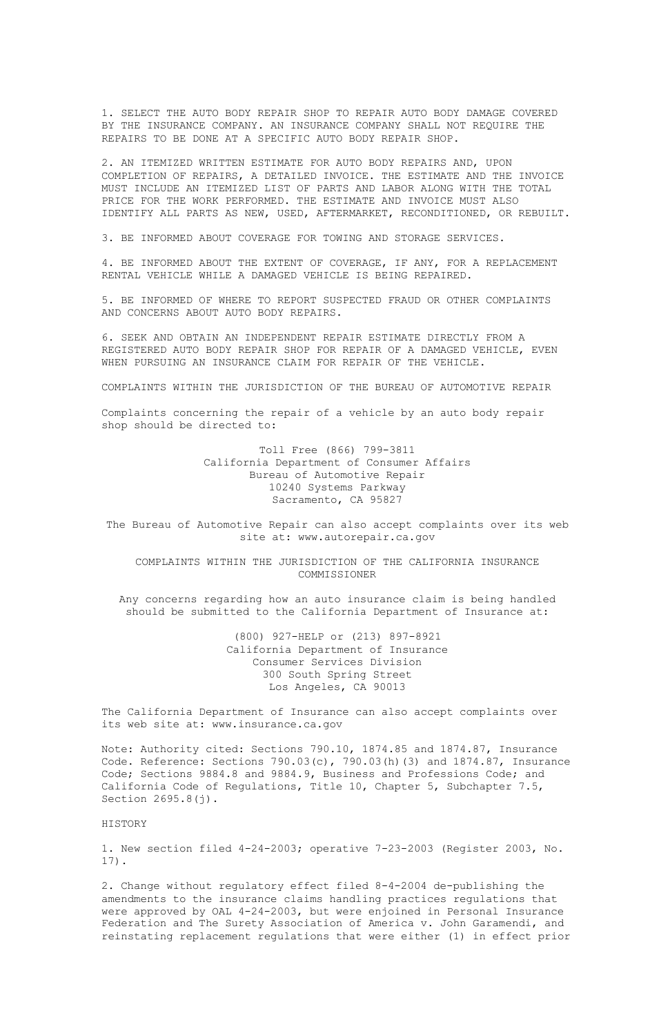1. SELECT THE AUTO BODY REPAIR SHOP TO REPAIR AUTO BODY DAMAGE COVERED BY THE INSURANCE COMPANY. AN INSURANCE COMPANY SHALL NOT REQUIRE THE REPAIRS TO BE DONE AT A SPECIFIC AUTO BODY REPAIR SHOP.

2. AN ITEMIZED WRITTEN ESTIMATE FOR AUTO BODY REPAIRS AND, UPON COMPLETION OF REPAIRS, A DETAILED INVOICE. THE ESTIMATE AND THE INVOICE MUST INCLUDE AN ITEMIZED LIST OF PARTS AND LABOR ALONG WITH THE TOTAL PRICE FOR THE WORK PERFORMED. THE ESTIMATE AND INVOICE MUST ALSO IDENTIFY ALL PARTS AS NEW, USED, AFTERMARKET, RECONDITIONED, OR REBUILT.

3. BE INFORMED ABOUT COVERAGE FOR TOWING AND STORAGE SERVICES.

4. BE INFORMED ABOUT THE EXTENT OF COVERAGE, IF ANY, FOR A REPLACEMENT RENTAL VEHICLE WHILE A DAMAGED VEHICLE IS BEING REPAIRED.

5. BE INFORMED OF WHERE TO REPORT SUSPECTED FRAUD OR OTHER COMPLAINTS AND CONCERNS ABOUT AUTO BODY REPAIRS.

6. SEEK AND OBTAIN AN INDEPENDENT REPAIR ESTIMATE DIRECTLY FROM A REGISTERED AUTO BODY REPAIR SHOP FOR REPAIR OF A DAMAGED VEHICLE, EVEN WHEN PURSUING AN INSURANCE CLAIM FOR REPAIR OF THE VEHICLE.

COMPLAINTS WITHIN THE JURISDICTION OF THE BUREAU OF AUTOMOTIVE REPAIR

Complaints concerning the repair of a vehicle by an auto body repair shop should be directed to:

Toll Free (866) 799-3811
California Department of Consumer Affairs
Bureau of Automotive Repair
10240 Systems Parkway
Sacramento, CA 95827

The Bureau of Automotive Repair can also accept complaints over its web site at: www.autorepair.ca.gov

COMPLAINTS WITHIN THE JURISDICTION OF THE CALIFORNIA INSURANCE COMMISSIONER

Any concerns regarding how an auto insurance claim is being handled should be submitted to the California Department of Insurance at:

(800) 927-HELP or (213) 897-8921
California Department of Insurance
Consumer Services Division
300 South Spring Street
Los Angeles, CA 90013

The California Department of Insurance can also accept complaints over its web site at: www.insurance.ca.gov

Note: Authority cited: Sections 790.10, 1874.85 and 1874.87, Insurance Code. Reference: Sections 790.03(c), 790.03(h)(3) and 1874.87, Insurance Code; Sections 9884.8 and 9884.9, Business and Professions Code; and California Code of Regulations, Title 10, Chapter 5, Subchapter 7.5, Section 2695.8(j).

HISTORY

1. New section filed 4-24-2003; operative 7-23-2003 (Register 2003, No. 17).

2. Change without regulatory effect filed 8-4-2004 de-publishing the amendments to the insurance claims handling practices regulations that were approved by OAL 4-24-2003, but were enjoined in Personal Insurance Federation and The Surety Association of America v. John Garamendi, and reinstating replacement regulations that were either (1) in effect prior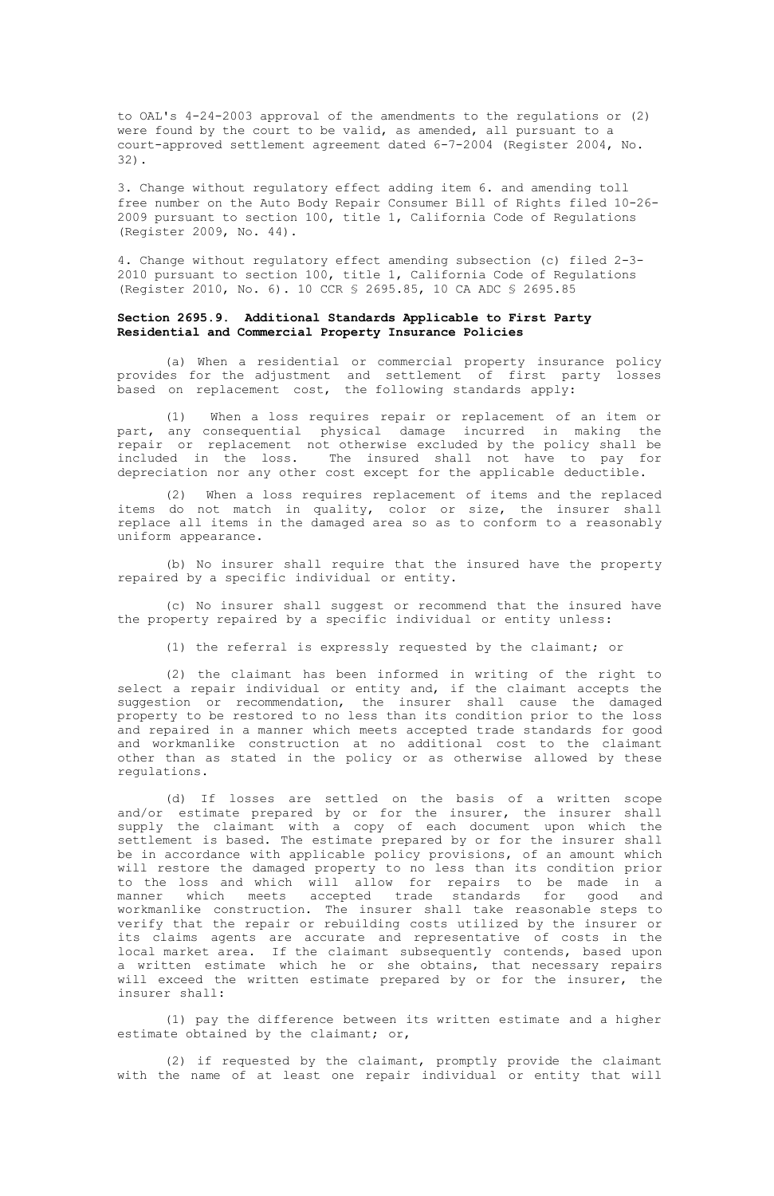to OAL's 4-24-2003 approval of the amendments to the regulations or (2) were found by the court to be valid, as amended, all pursuant to a court-approved settlement agreement dated 6-7-2004 (Register 2004, No. 32).

3. Change without regulatory effect adding item 6. and amending toll free number on the Auto Body Repair Consumer Bill of Rights filed 10-26-2009 pursuant to section 100, title 1, California Code of Regulations (Register 2009, No. 44).

4. Change without regulatory effect amending subsection (c) filed 2-3-2010 pursuant to section 100, title 1, California Code of Regulations (Register 2010, No. 6). 10 CCR § 2695.85, 10 CA ADC § 2695.85

**Section 2695.9. Additional Standards Applicable to First Party Residential and Commercial Property Insurance Policies**

(a) When a residential or commercial property insurance policy provides for the adjustment and settlement of first party losses based on replacement cost, the following standards apply:

(1) When a loss requires repair or replacement of an item or part, any consequential physical damage incurred in making the repair or replacement not otherwise excluded by the policy shall be included in the loss. The insured shall not have to pay for depreciation nor any other cost except for the applicable deductible.

(2) When a loss requires replacement of items and the replaced items do not match in quality, color or size, the insurer shall replace all items in the damaged area so as to conform to a reasonably uniform appearance.

(b) No insurer shall require that the insured have the property repaired by a specific individual or entity.

(c) No insurer shall suggest or recommend that the insured have the property repaired by a specific individual or entity unless:

(1) the referral is expressly requested by the claimant; or

(2) the claimant has been informed in writing of the right to select a repair individual or entity and, if the claimant accepts the suggestion or recommendation, the insurer shall cause the damaged property to be restored to no less than its condition prior to the loss and repaired in a manner which meets accepted trade standards for good and workmanlike construction at no additional cost to the claimant other than as stated in the policy or as otherwise allowed by these regulations.

(d) If losses are settled on the basis of a written scope and/or estimate prepared by or for the insurer, the insurer shall supply the claimant with a copy of each document upon which the settlement is based. The estimate prepared by or for the insurer shall be in accordance with applicable policy provisions, of an amount which will restore the damaged property to no less than its condition prior to the loss and which will allow for repairs to be made in a manner which meets accepted trade standards for good and workmanlike construction. The insurer shall take reasonable steps to verify that the repair or rebuilding costs utilized by the insurer or its claims agents are accurate and representative of costs in the local market area. If the claimant subsequently contends, based upon a written estimate which he or she obtains, that necessary repairs will exceed the written estimate prepared by or for the insurer, the insurer shall:

(1) pay the difference between its written estimate and a higher estimate obtained by the claimant; or,

(2) if requested by the claimant, promptly provide the claimant with the name of at least one repair individual or entity that will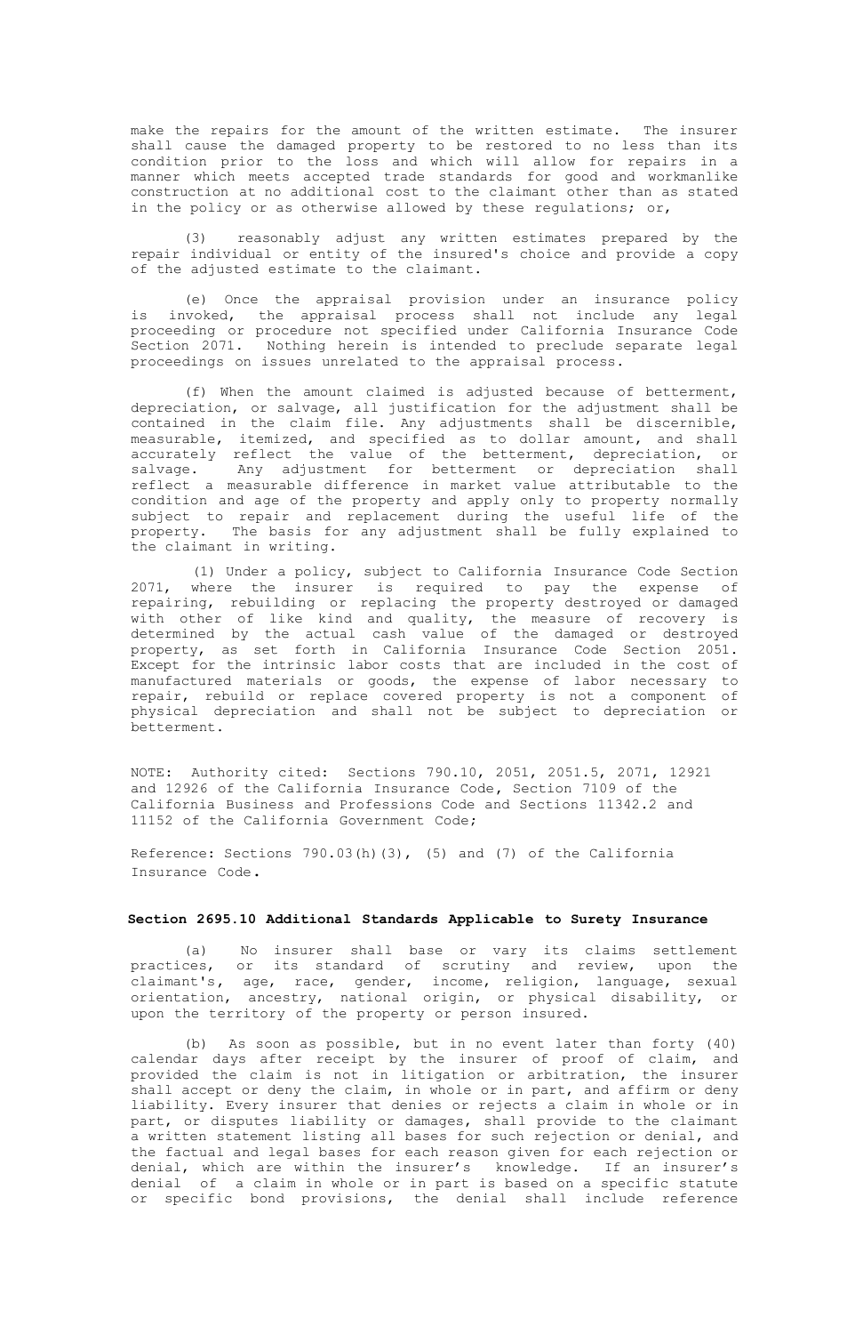make the repairs for the amount of the written estimate. The insurer shall cause the damaged property to be restored to no less than its condition prior to the loss and which will allow for repairs in a manner which meets accepted trade standards for good and workmanlike construction at no additional cost to the claimant other than as stated in the policy or as otherwise allowed by these regulations; or,

(3) reasonably adjust any written estimates prepared by the repair individual or entity of the insured's choice and provide a copy of the adjusted estimate to the claimant.

(e) Once the appraisal provision under an insurance policy is invoked, the appraisal process shall not include any legal proceeding or procedure not specified under California Insurance Code Section 2071. Nothing herein is intended to preclude separate legal proceedings on issues unrelated to the appraisal process.

(f) When the amount claimed is adjusted because of betterment, depreciation, or salvage, all justification for the adjustment shall be contained in the claim file. Any adjustments shall be discernible, measurable, itemized, and specified as to dollar amount, and shall accurately reflect the value of the betterment, depreciation, or salvage. Any adjustment for betterment or depreciation shall reflect a measurable difference in market value attributable to the condition and age of the property and apply only to property normally subject to repair and replacement during the useful life of the property. The basis for any adjustment shall be fully explained to the claimant in writing.

(1) Under a policy, subject to California Insurance Code Section 2071, where the insurer is required to pay the expense of repairing, rebuilding or replacing the property destroyed or damaged with other of like kind and quality, the measure of recovery is determined by the actual cash value of the damaged or destroyed property, as set forth in California Insurance Code Section 2051. Except for the intrinsic labor costs that are included in the cost of manufactured materials or goods, the expense of labor necessary to repair, rebuild or replace covered property is not a component of physical depreciation and shall not be subject to depreciation or betterment.

NOTE: Authority cited: Sections 790.10, 2051, 2051.5, 2071, 12921 and 12926 of the California Insurance Code, Section 7109 of the California Business and Professions Code and Sections 11342.2 and 11152 of the California Government Code;

Reference: Sections 790.03(h)(3), (5) and (7) of the California Insurance Code.

### Section 2695.10 Additional Standards Applicable to Surety Insurance

(a) No insurer shall base or vary its claims settlement practices, or its standard of scrutiny and review, upon the claimant's, age, race, gender, income, religion, language, sexual orientation, ancestry, national origin, or physical disability, or upon the territory of the property or person insured.

(b) As soon as possible, but in no event later than forty (40) calendar days after receipt by the insurer of proof of claim, and provided the claim is not in litigation or arbitration, the insurer shall accept or deny the claim, in whole or in part, and affirm or deny liability. Every insurer that denies or rejects a claim in whole or in part, or disputes liability or damages, shall provide to the claimant a written statement listing all bases for such rejection or denial, and the factual and legal bases for each reason given for each rejection or denial, which are within the insurer's knowledge. If an insurer's denial of a claim in whole or in part is based on a specific statute or specific bond provisions, the denial shall include reference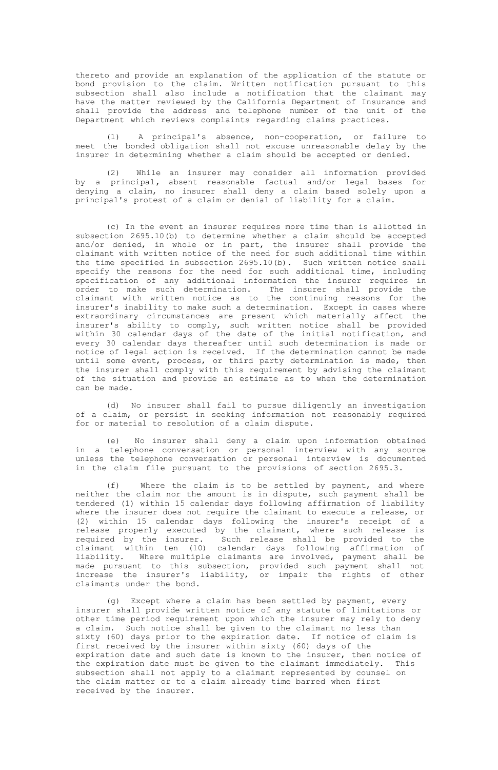thereto and provide an explanation of the application of the statute or bond provision to the claim. Written notification pursuant to this subsection shall also include a notification that the claimant may have the matter reviewed by the California Department of Insurance and shall provide the address and telephone number of the unit of the Department which reviews complaints regarding claims practices.

(1) A principal's absence, non-cooperation, or failure to meet the bonded obligation shall not excuse unreasonable delay by the insurer in determining whether a claim should be accepted or denied.

(2) While an insurer may consider all information provided by a principal, absent reasonable factual and/or legal bases for denying a claim, no insurer shall deny a claim based solely upon a principal's protest of a claim or denial of liability for a claim.

(c) In the event an insurer requires more time than is allotted in subsection 2695.10(b) to determine whether a claim should be accepted and/or denied, in whole or in part, the insurer shall provide the claimant with written notice of the need for such additional time within the time specified in subsection 2695.10(b). Such written notice shall specify the reasons for the need for such additional time, including specification of any additional information the insurer requires in order to make such determination. The insurer shall provide the claimant with written notice as to the continuing reasons for the insurer's inability to make such a determination. Except in cases where extraordinary circumstances are present which materially affect the insurer's ability to comply, such written notice shall be provided within 30 calendar days of the date of the initial notification, and every 30 calendar days thereafter until such determination is made or notice of legal action is received. If the determination cannot be made until some event, process, or third party determination is made, then the insurer shall comply with this requirement by advising the claimant of the situation and provide an estimate as to when the determination can be made.

(d) No insurer shall fail to pursue diligently an investigation of a claim, or persist in seeking information not reasonably required for or material to resolution of a claim dispute.

(e) No insurer shall deny a claim upon information obtained in a telephone conversation or personal interview with any source unless the telephone conversation or personal interview is documented in the claim file pursuant to the provisions of section 2695.3.

(f) Where the claim is to be settled by payment, and where neither the claim nor the amount is in dispute, such payment shall be tendered (1) within 15 calendar days following affirmation of liability where the insurer does not require the claimant to execute a release, or (2) within 15 calendar days following the insurer's receipt of a release properly executed by the claimant, where such release is required by the insurer. Such release shall be provided to the claimant within ten (10) calendar days following affirmation of liability. Where multiple claimants are involved, payment shall be made pursuant to this subsection, provided such payment shall not increase the insurer's liability, or impair the rights of other claimants under the bond.

(g) Except where a claim has been settled by payment, every insurer shall provide written notice of any statute of limitations or other time period requirement upon which the insurer may rely to deny a claim. Such notice shall be given to the claimant no less than sixty (60) days prior to the expiration date. If notice of claim is first received by the insurer within sixty (60) days of the expiration date and such date is known to the insurer, then notice of the expiration date must be given to the claimant immediately. This subsection shall not apply to a claimant represented by counsel on the claim matter or to a claim already time barred when first received by the insurer.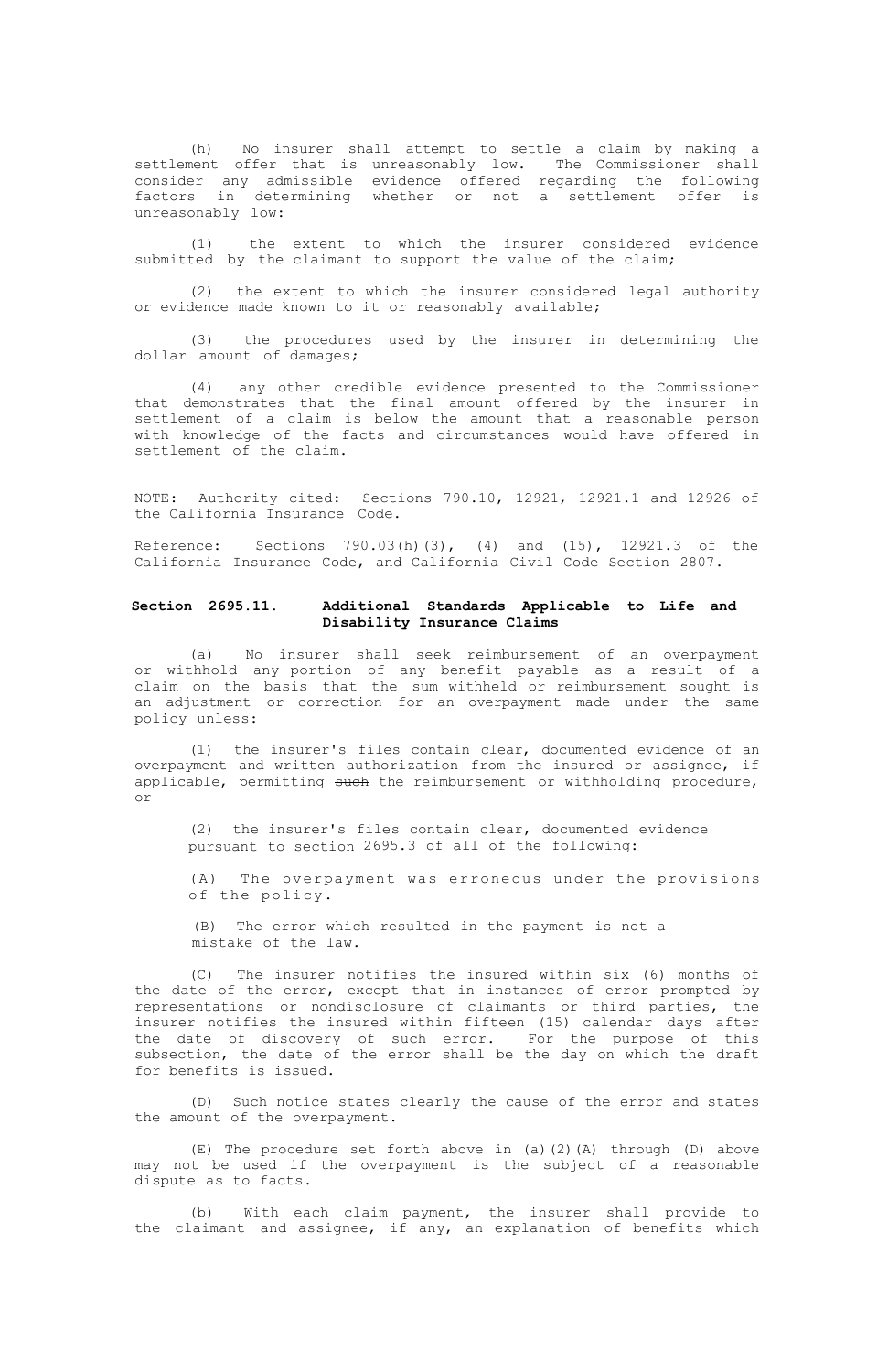(h) No insurer shall attempt to settle a claim by making a settlement offer that is unreasonably low. The Commissioner shall consider any admissible evidence offered regarding the following factors in determining whether or not a settlement offer is unreasonably low:

(1) the extent to which the insurer considered evidence submitted by the claimant to support the value of the claim;

(2) the extent to which the insurer considered legal authority or evidence made known to it or reasonably available;

(3) the procedures used by the insurer in determining the dollar amount of damages;

(4) any other credible evidence presented to the Commissioner that demonstrates that the final amount offered by the insurer in settlement of a claim is below the amount that a reasonable person with knowledge of the facts and circumstances would have offered in settlement of the claim.

NOTE: Authority cited: Sections 790.10, 12921, 12921.1 and 12926 of the California Insurance Code.

Reference: Sections 790.03(h)(3), (4) and (15), 12921.3 of the California Insurance Code, and California Civil Code Section 2807.

### Section 2695.11. Additional Standards Applicable to Life and Disability Insurance Claims

(a) No insurer shall seek reimbursement of an overpayment or withhold any portion of any benefit payable as a result of a claim on the basis that the sum withheld or reimbursement sought is an adjustment or correction for an overpayment made under the same policy unless:

(1) the insurer's files contain clear, documented evidence of an overpayment and written authorization from the insured or assignee, if applicable, permitting ~~such~~ the reimbursement or withholding procedure, or

(2) the insurer's files contain clear, documented evidence pursuant to section 2695.3 of all of the following:

(A) The overpayment was erroneous under the provisions of the policy.

(B) The error which resulted in the payment is not a mistake of the law.

(C) The insurer notifies the insured within six (6) months of the date of the error, except that in instances of error prompted by representations or nondisclosure of claimants or third parties, the insurer notifies the insured within fifteen (15) calendar days after the date of discovery of such error. For the purpose of this subsection, the date of the error shall be the day on which the draft for benefits is issued.

(D) Such notice states clearly the cause of the error and states the amount of the overpayment.

(E) The procedure set forth above in (a)(2)(A) through (D) above may not be used if the overpayment is the subject of a reasonable dispute as to facts.

(b) With each claim payment, the insurer shall provide to the claimant and assignee, if any, an explanation of benefits which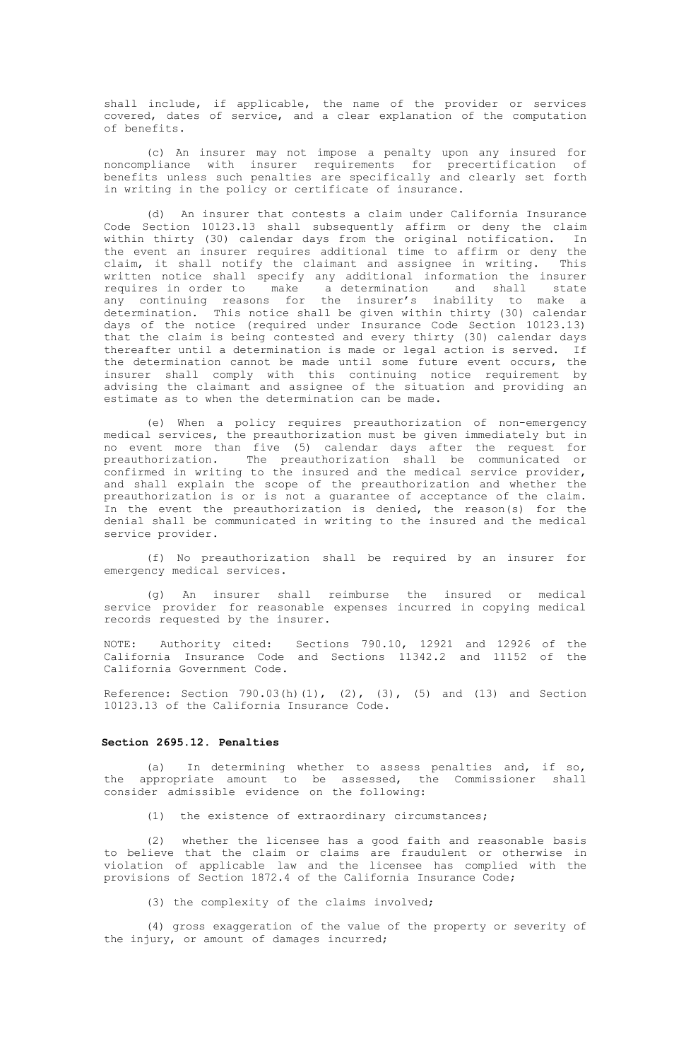shall include, if applicable, the name of the provider or services covered, dates of service, and a clear explanation of the computation of benefits.

(c) An insurer may not impose a penalty upon any insured for noncompliance with insurer requirements for precertification of benefits unless such penalties are specifically and clearly set forth in writing in the policy or certificate of insurance.

(d) An insurer that contests a claim under California Insurance Code Section 10123.13 shall subsequently affirm or deny the claim within thirty (30) calendar days from the original notification. In the event an insurer requires additional time to affirm or deny the claim, it shall notify the claimant and assignee in writing. This written notice shall specify any additional information the insurer requires in order to make a determination and shall state any continuing reasons for the insurer's inability to make a determination. This notice shall be given within thirty (30) calendar days of the notice (required under Insurance Code Section 10123.13) that the claim is being contested and every thirty (30) calendar days thereafter until a determination is made or legal action is served. If the determination cannot be made until some future event occurs, the insurer shall comply with this continuing notice requirement by advising the claimant and assignee of the situation and providing an estimate as to when the determination can be made.

(e) When a policy requires preauthorization of non-emergency medical services, the preauthorization must be given immediately but in no event more than five (5) calendar days after the request for preauthorization. The preauthorization shall be communicated or confirmed in writing to the insured and the medical service provider, and shall explain the scope of the preauthorization and whether the preauthorization is or is not a guarantee of acceptance of the claim. In the event the preauthorization is denied, the reason(s) for the denial shall be communicated in writing to the insured and the medical service provider.

(f) No preauthorization shall be required by an insurer for emergency medical services.

(g) An insurer shall reimburse the insured or medical service provider for reasonable expenses incurred in copying medical records requested by the insurer.

NOTE: Authority cited: Sections 790.10, 12921 and 12926 of the California Insurance Code and Sections 11342.2 and 11152 of the California Government Code.

Reference: Section 790.03(h)(1), (2), (3), (5) and (13) and Section 10123.13 of the California Insurance Code.

**Section 2695.12. Penalties**

(a) In determining whether to assess penalties and, if so, the appropriate amount to be assessed, the Commissioner shall consider admissible evidence on the following:

(1) the existence of extraordinary circumstances;

(2) whether the licensee has a good faith and reasonable basis to believe that the claim or claims are fraudulent or otherwise in violation of applicable law and the licensee has complied with the provisions of Section 1872.4 of the California Insurance Code;

(3) the complexity of the claims involved;

(4) gross exaggeration of the value of the property or severity of the injury, or amount of damages incurred;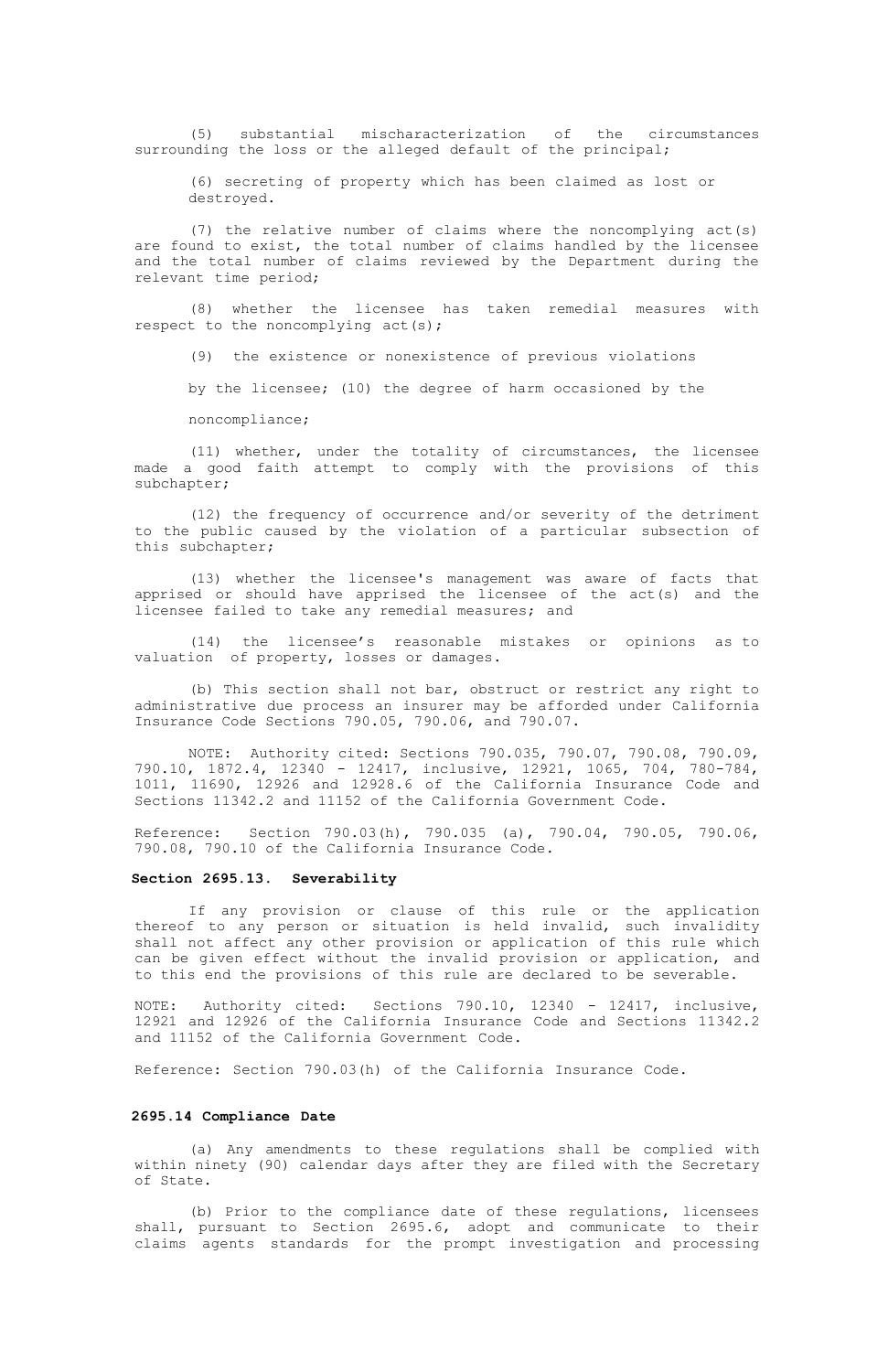(5) substantial mischaracterization of the circumstances surrounding the loss or the alleged default of the principal;

(6) secreting of property which has been claimed as lost or destroyed.

(7) the relative number of claims where the noncomplying act(s) are found to exist, the total number of claims handled by the licensee and the total number of claims reviewed by the Department during the relevant time period;

(8) whether the licensee has taken remedial measures with respect to the noncomplying act(s);

(9) the existence or nonexistence of previous violations by the licensee; (10) the degree of harm occasioned by the noncompliance;

(11) whether, under the totality of circumstances, the licensee made a good faith attempt to comply with the provisions of this subchapter;

(12) the frequency of occurrence and/or severity of the detriment to the public caused by the violation of a particular subsection of this subchapter;

(13) whether the licensee's management was aware of facts that apprised or should have apprised the licensee of the act(s) and the licensee failed to take any remedial measures; and

(14) the licensee's reasonable mistakes or opinions as to valuation of property, losses or damages.

(b) This section shall not bar, obstruct or restrict any right to administrative due process an insurer may be afforded under California Insurance Code Sections 790.05, 790.06, and 790.07.

NOTE: Authority cited: Sections 790.035, 790.07, 790.08, 790.09, 790.10, 1872.4, 12340 - 12417, inclusive, 12921, 1065, 704, 780-784, 1011, 11690, 12926 and 12928.6 of the California Insurance Code and Sections 11342.2 and 11152 of the California Government Code.

Reference: Section 790.03(h), 790.035 (a), 790.04, 790.05, 790.06, 790.08, 790.10 of the California Insurance Code.

**Section 2695.13. Severability**

If any provision or clause of this rule or the application thereof to any person or situation is held invalid, such invalidity shall not affect any other provision or application of this rule which can be given effect without the invalid provision or application, and to this end the provisions of this rule are declared to be severable.

NOTE: Authority cited: Sections 790.10, 12340 - 12417, inclusive, 12921 and 12926 of the California Insurance Code and Sections 11342.2 and 11152 of the California Government Code.

Reference: Section 790.03(h) of the California Insurance Code.

**2695.14 Compliance Date**

(a) Any amendments to these regulations shall be complied with within ninety (90) calendar days after they are filed with the Secretary of State.

(b) Prior to the compliance date of these regulations, licensees shall, pursuant to Section 2695.6, adopt and communicate to their claims agents standards for the prompt investigation and processing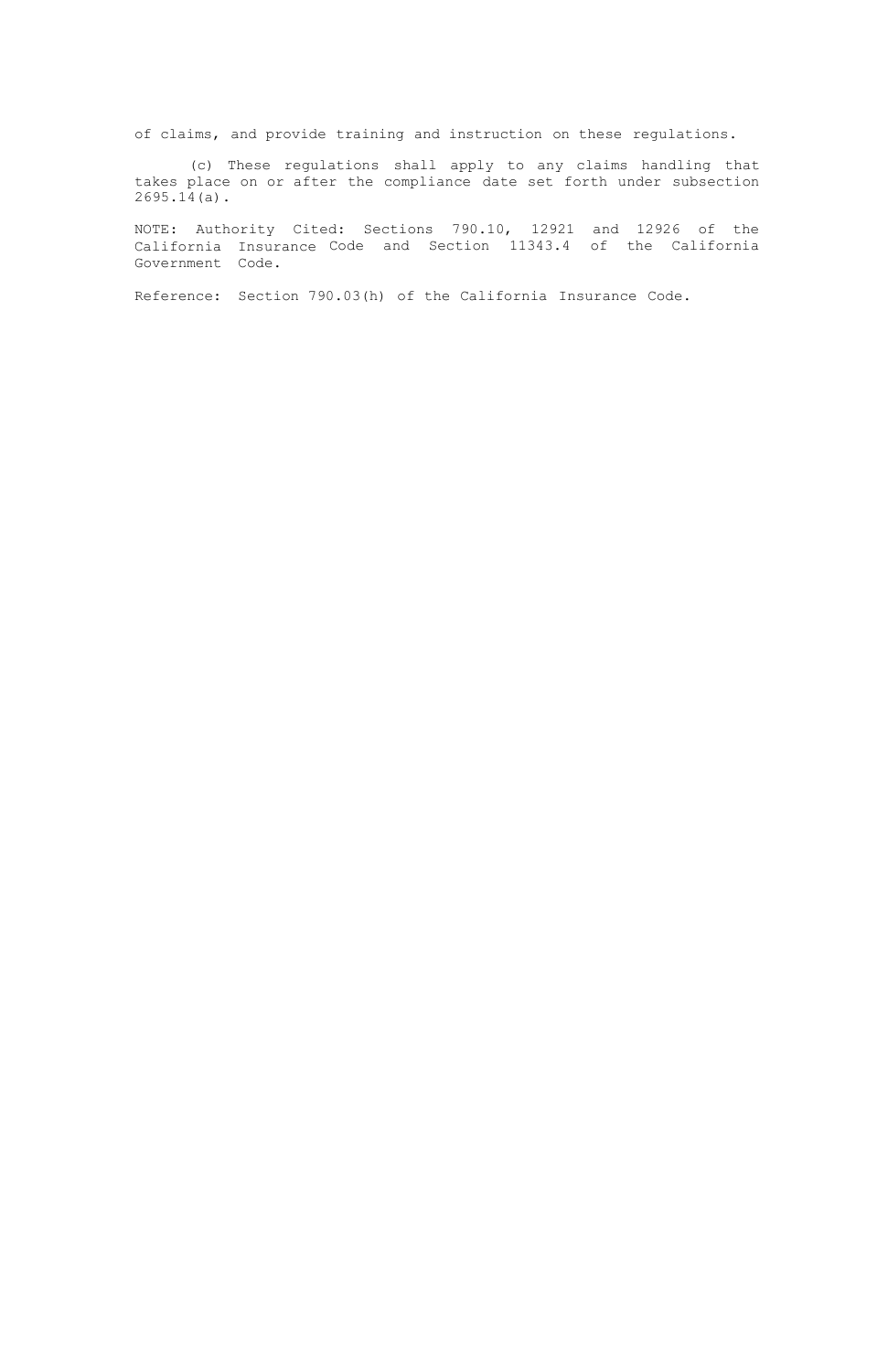of claims, and provide training and instruction on these regulations.

(c) These regulations shall apply to any claims handling that takes place on or after the compliance date set forth under subsection 2695.14(a).

NOTE: Authority Cited: Sections 790.10, 12921 and 12926 of the California Insurance Code and Section 11343.4 of the California Government Code.

Reference: Section 790.03(h) of the California Insurance Code.